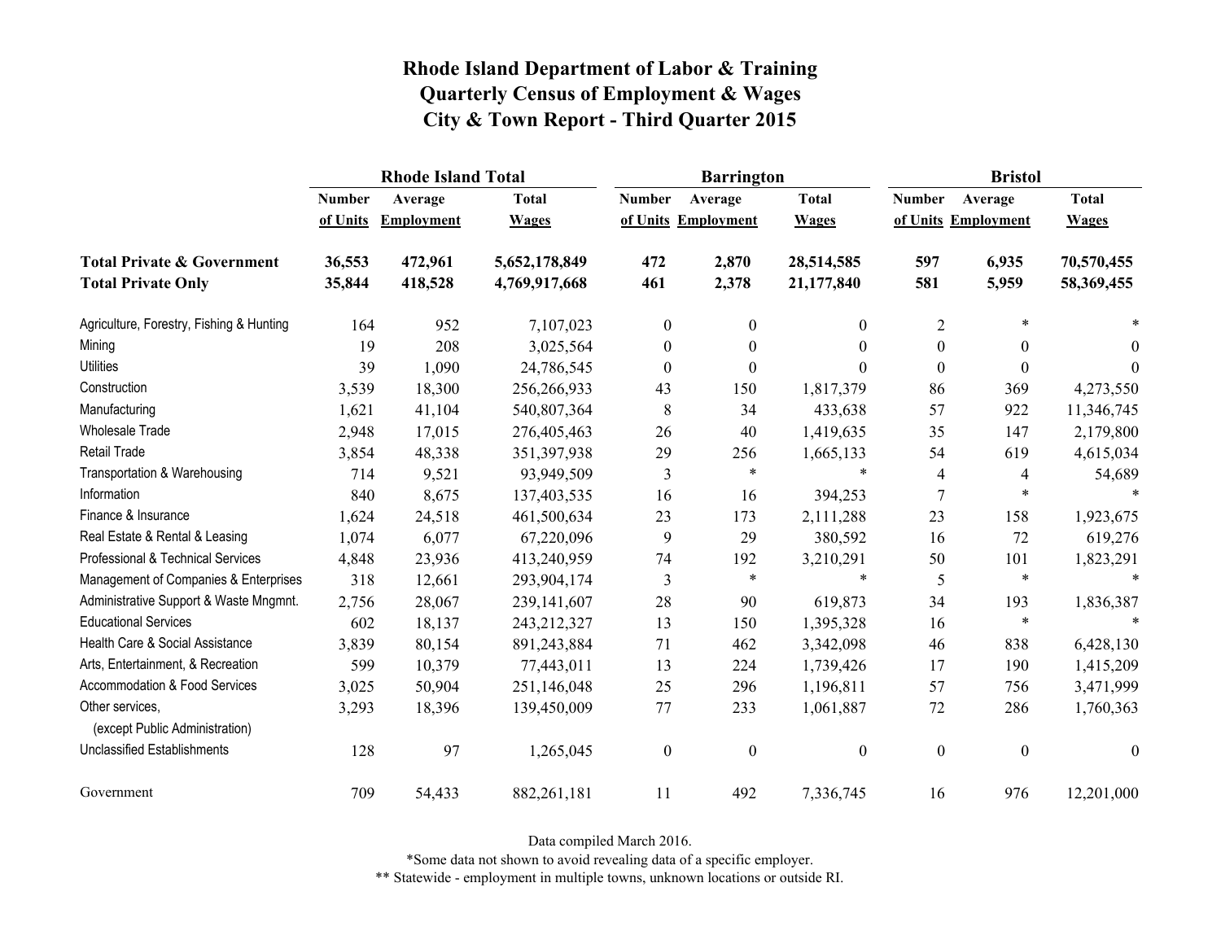# Rhode Island Department of Labor & Training
# Quarterly Census of Employment & Wages
# City & Town Report - Third Quarter 2015

| | Rhode Island Total | | | Barrington | | | Bristol | | |
|---|---|---|---|---|---|---|---|---|---|
| | Number of Units | Average Employment | Total Wages | Number of Units | Average Employment | Total Wages | Number of Units | Average Employment | Total Wages |
| **Total Private & Government** | **36,553** | **472,961** | **5,652,178,849** | **472** | **2,870** | **28,514,585** | **597** | **6,935** | **70,570,455** |
| **Total Private Only** | **35,844** | **418,528** | **4,769,917,668** | **461** | **2,378** | **21,177,840** | **581** | **5,959** | **58,369,455** |
| Agriculture, Forestry, Fishing & Hunting | 164 | 952 | 7,107,023 | 0 | 0 | 0 | 2 | * | * |
| Mining | 19 | 208 | 3,025,564 | 0 | 0 | 0 | 0 | 0 | 0 |
| Utilities | 39 | 1,090 | 24,786,545 | 0 | 0 | 0 | 0 | 0 | 0 |
| Construction | 3,539 | 18,300 | 256,266,933 | 43 | 150 | 1,817,379 | 86 | 369 | 4,273,550 |
| Manufacturing | 1,621 | 41,104 | 540,807,364 | 8 | 34 | 433,638 | 57 | 922 | 11,346,745 |
| Wholesale Trade | 2,948 | 17,015 | 276,405,463 | 26 | 40 | 1,419,635 | 35 | 147 | 2,179,800 |
| Retail Trade | 3,854 | 48,338 | 351,397,938 | 29 | 256 | 1,665,133 | 54 | 619 | 4,615,034 |
| Transportation & Warehousing | 714 | 9,521 | 93,949,509 | 3 | * | * | 4 | 4 | 54,689 |
| Information | 840 | 8,675 | 137,403,535 | 16 | 16 | 394,253 | 7 | * | * |
| Finance & Insurance | 1,624 | 24,518 | 461,500,634 | 23 | 173 | 2,111,288 | 23 | 158 | 1,923,675 |
| Real Estate & Rental & Leasing | 1,074 | 6,077 | 67,220,096 | 9 | 29 | 380,592 | 16 | 72 | 619,276 |
| Professional & Technical Services | 4,848 | 23,936 | 413,240,959 | 74 | 192 | 3,210,291 | 50 | 101 | 1,823,291 |
| Management of Companies & Enterprises | 318 | 12,661 | 293,904,174 | 3 | * | * | 5 | * | * |
| Administrative Support & Waste Mngmnt. | 2,756 | 28,067 | 239,141,607 | 28 | 90 | 619,873 | 34 | 193 | 1,836,387 |
| Educational Services | 602 | 18,137 | 243,212,327 | 13 | 150 | 1,395,328 | 16 | * | * |
| Health Care & Social Assistance | 3,839 | 80,154 | 891,243,884 | 71 | 462 | 3,342,098 | 46 | 838 | 6,428,130 |
| Arts, Entertainment, & Recreation | 599 | 10,379 | 77,443,011 | 13 | 224 | 1,739,426 | 17 | 190 | 1,415,209 |
| Accommodation & Food Services | 3,025 | 50,904 | 251,146,048 | 25 | 296 | 1,196,811 | 57 | 756 | 3,471,999 |
| Other services, (except Public Administration) | 3,293 | 18,396 | 139,450,009 | 77 | 233 | 1,061,887 | 72 | 286 | 1,760,363 |
| Unclassified Establishments | 128 | 97 | 1,265,045 | 0 | 0 | 0 | 0 | 0 | 0 |
| Government | 709 | 54,433 | 882,261,181 | 11 | 492 | 7,336,745 | 16 | 976 | 12,201,000 |

Data compiled March 2016.

*Some data not shown to avoid revealing data of a specific employer.

** Statewide - employment in multiple towns, unknown locations or outside RI.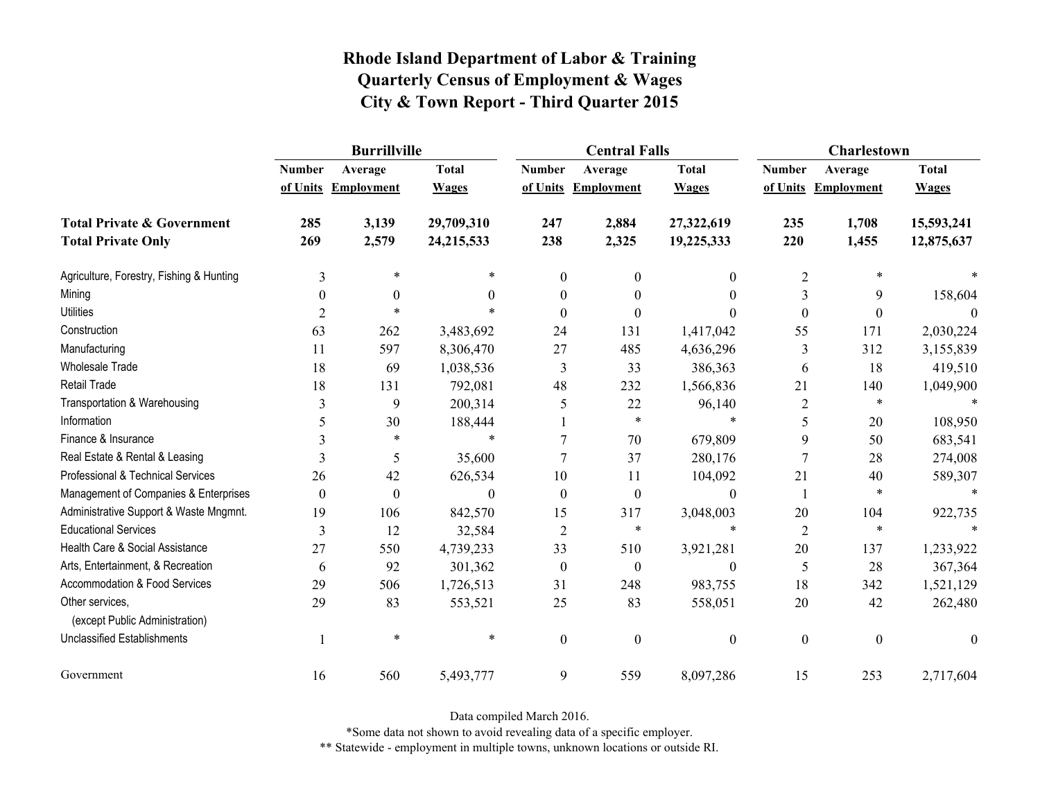# Rhode Island Department of Labor & Training
# Quarterly Census of Employment & Wages
# City & Town Report - Third Quarter 2015

| | Burrillville | | | Central Falls | | | Charlestown | | |
|---|---|---|---|---|---|---|---|---|---|
| | Number of Units | Average Employment | Total Wages | Number of Units | Average Employment | Total Wages | Number of Units | Average Employment | Total Wages |
| **Total Private & Government** | **285** | **3,139** | **29,709,310** | **247** | **2,884** | **27,322,619** | **235** | **1,708** | **15,593,241** |
| **Total Private Only** | **269** | **2,579** | **24,215,533** | **238** | **2,325** | **19,225,333** | **220** | **1,455** | **12,875,637** |
| Agriculture, Forestry, Fishing & Hunting | 3 | * | * | 0 | 0 | 0 | 2 | * | * |
| Mining | 0 | 0 | 0 | 0 | 0 | 0 | 3 | 9 | 158,604 |
| Utilities | 2 | * | * | 0 | 0 | 0 | 0 | 0 | 0 |
| Construction | 63 | 262 | 3,483,692 | 24 | 131 | 1,417,042 | 55 | 171 | 2,030,224 |
| Manufacturing | 11 | 597 | 8,306,470 | 27 | 485 | 4,636,296 | 3 | 312 | 3,155,839 |
| Wholesale Trade | 18 | 69 | 1,038,536 | 3 | 33 | 386,363 | 6 | 18 | 419,510 |
| Retail Trade | 18 | 131 | 792,081 | 48 | 232 | 1,566,836 | 21 | 140 | 1,049,900 |
| Transportation & Warehousing | 3 | 9 | 200,314 | 5 | 22 | 96,140 | 2 | * | * |
| Information | 5 | 30 | 188,444 | 1 | * | * | 5 | 20 | 108,950 |
| Finance & Insurance | 3 | * | * | 7 | 70 | 679,809 | 9 | 50 | 683,541 |
| Real Estate & Rental & Leasing | 3 | 5 | 35,600 | 7 | 37 | 280,176 | 7 | 28 | 274,008 |
| Professional & Technical Services | 26 | 42 | 626,534 | 10 | 11 | 104,092 | 21 | 40 | 589,307 |
| Management of Companies & Enterprises | 0 | 0 | 0 | 0 | 0 | 0 | 1 | * | * |
| Administrative Support & Waste Mngmnt. | 19 | 106 | 842,570 | 15 | 317 | 3,048,003 | 20 | 104 | 922,735 |
| Educational Services | 3 | 12 | 32,584 | 2 | * | * | 2 | * | * |
| Health Care & Social Assistance | 27 | 550 | 4,739,233 | 33 | 510 | 3,921,281 | 20 | 137 | 1,233,922 |
| Arts, Entertainment, & Recreation | 6 | 92 | 301,362 | 0 | 0 | 0 | 5 | 28 | 367,364 |
| Accommodation & Food Services | 29 | 506 | 1,726,513 | 31 | 248 | 983,755 | 18 | 342 | 1,521,129 |
| Other services, (except Public Administration) | 29 | 83 | 553,521 | 25 | 83 | 558,051 | 20 | 42 | 262,480 |
| Unclassified Establishments | 1 | * | * | 0 | 0 | 0 | 0 | 0 | 0 |
| Government | 16 | 560 | 5,493,777 | 9 | 559 | 8,097,286 | 15 | 253 | 2,717,604 |

Data compiled March 2016.

*Some data not shown to avoid revealing data of a specific employer.

** Statewide - employment in multiple towns, unknown locations or outside RI.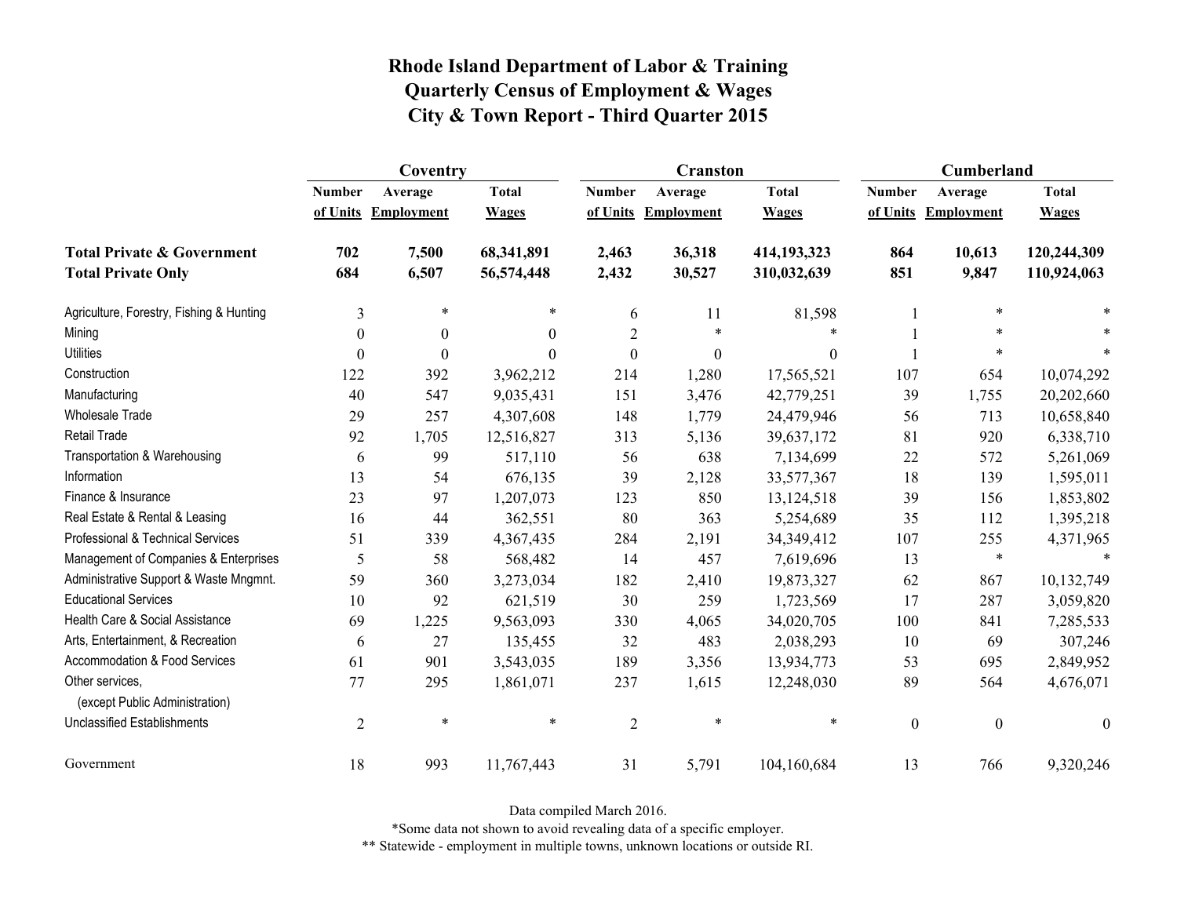# Rhode Island Department of Labor & Training
## Quarterly Census of Employment & Wages
## City & Town Report - Third Quarter 2015

| | Coventry | | | Cranston | | | Cumberland | | |
|---|---|---|---|---|---|---|---|---|---|
| | Number of Units | Average Employment | Total Wages | Number of Units | Average Employment | Total Wages | Number of Units | Average Employment | Total Wages |
| **Total Private & Government** | **702** | **7,500** | **68,341,891** | **2,463** | **36,318** | **414,193,323** | **864** | **10,613** | **120,244,309** |
| **Total Private Only** | **684** | **6,507** | **56,574,448** | **2,432** | **30,527** | **310,032,639** | **851** | **9,847** | **110,924,063** |
| Agriculture, Forestry, Fishing & Hunting | 3 | * | * | 6 | 11 | 81,598 | 1 | * | * |
| Mining | 0 | 0 | 0 | 2 | * | * | 1 | * | * |
| Utilities | 0 | 0 | 0 | 0 | 0 | 0 | 1 | * | * |
| Construction | 122 | 392 | 3,962,212 | 214 | 1,280 | 17,565,521 | 107 | 654 | 10,074,292 |
| Manufacturing | 40 | 547 | 9,035,431 | 151 | 3,476 | 42,779,251 | 39 | 1,755 | 20,202,660 |
| Wholesale Trade | 29 | 257 | 4,307,608 | 148 | 1,779 | 24,479,946 | 56 | 713 | 10,658,840 |
| Retail Trade | 92 | 1,705 | 12,516,827 | 313 | 5,136 | 39,637,172 | 81 | 920 | 6,338,710 |
| Transportation & Warehousing | 6 | 99 | 517,110 | 56 | 638 | 7,134,699 | 22 | 572 | 5,261,069 |
| Information | 13 | 54 | 676,135 | 39 | 2,128 | 33,577,367 | 18 | 139 | 1,595,011 |
| Finance & Insurance | 23 | 97 | 1,207,073 | 123 | 850 | 13,124,518 | 39 | 156 | 1,853,802 |
| Real Estate & Rental & Leasing | 16 | 44 | 362,551 | 80 | 363 | 5,254,689 | 35 | 112 | 1,395,218 |
| Professional & Technical Services | 51 | 339 | 4,367,435 | 284 | 2,191 | 34,349,412 | 107 | 255 | 4,371,965 |
| Management of Companies & Enterprises | 5 | 58 | 568,482 | 14 | 457 | 7,619,696 | 13 | * | * |
| Administrative Support & Waste Mngmnt. | 59 | 360 | 3,273,034 | 182 | 2,410 | 19,873,327 | 62 | 867 | 10,132,749 |
| Educational Services | 10 | 92 | 621,519 | 30 | 259 | 1,723,569 | 17 | 287 | 3,059,820 |
| Health Care & Social Assistance | 69 | 1,225 | 9,563,093 | 330 | 4,065 | 34,020,705 | 100 | 841 | 7,285,533 |
| Arts, Entertainment, & Recreation | 6 | 27 | 135,455 | 32 | 483 | 2,038,293 | 10 | 69 | 307,246 |
| Accommodation & Food Services | 61 | 901 | 3,543,035 | 189 | 3,356 | 13,934,773 | 53 | 695 | 2,849,952 |
| Other services, (except Public Administration) | 77 | 295 | 1,861,071 | 237 | 1,615 | 12,248,030 | 89 | 564 | 4,676,071 |
| Unclassified Establishments | 2 | * | * | 2 | * | * | 0 | 0 | 0 |
| Government | 18 | 993 | 11,767,443 | 31 | 5,791 | 104,160,684 | 13 | 766 | 9,320,246 |

Data compiled March 2016.

*Some data not shown to avoid revealing data of a specific employer.

** Statewide - employment in multiple towns, unknown locations or outside RI.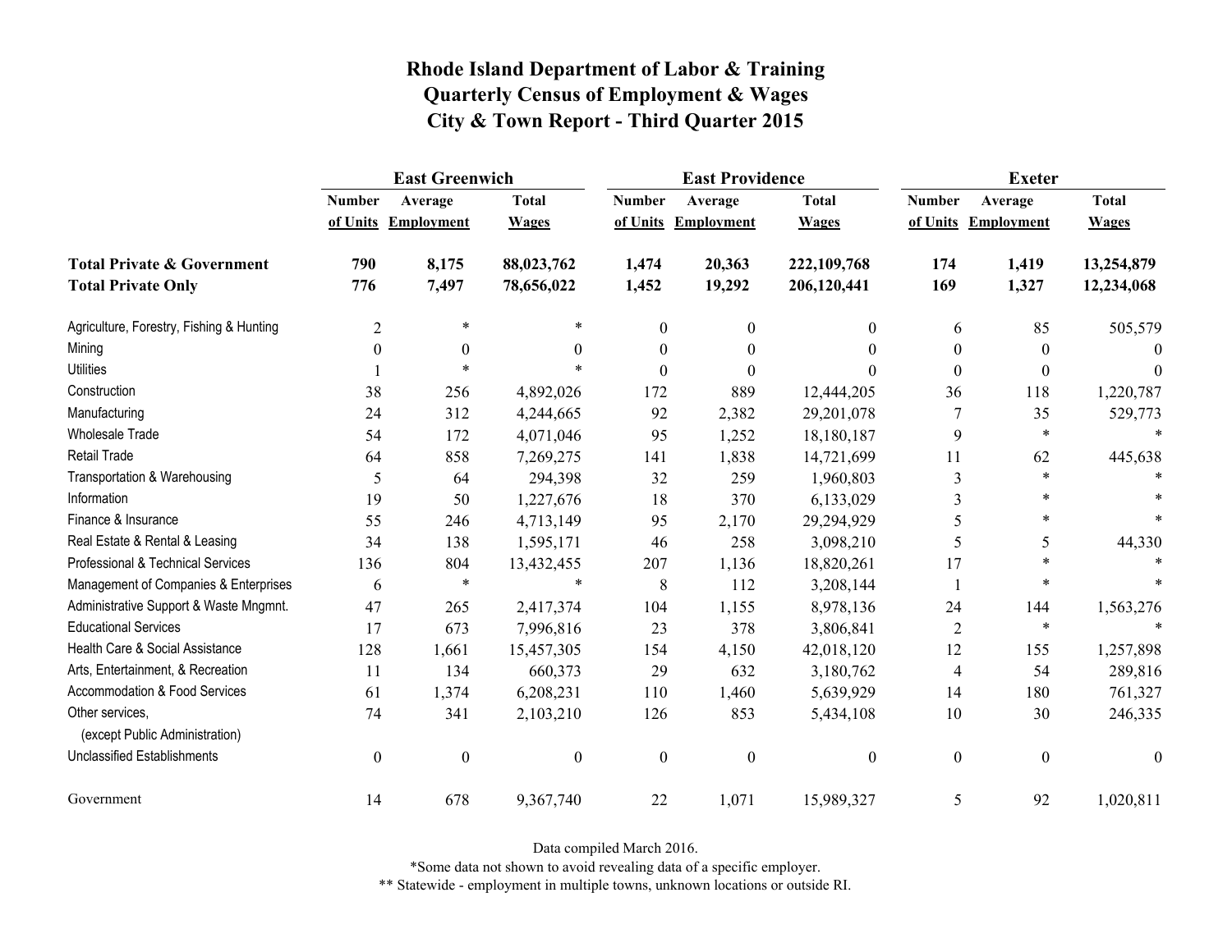# Rhode Island Department of Labor & Training
## Quarterly Census of Employment & Wages
## City & Town Report - Third Quarter 2015

| | East Greenwich | | | East Providence | | | Exeter | | |
|---|---|---|---|---|---|---|---|---|---|
| | Number of Units | Average Employment | Total Wages | Number of Units | Average Employment | Total Wages | Number of Units | Average Employment | Total Wages |
| **Total Private & Government** | **790** | **8,175** | **88,023,762** | **1,474** | **20,363** | **222,109,768** | **174** | **1,419** | **13,254,879** |
| **Total Private Only** | **776** | **7,497** | **78,656,022** | **1,452** | **19,292** | **206,120,441** | **169** | **1,327** | **12,234,068** |
| Agriculture, Forestry, Fishing & Hunting | 2 | * | * | 0 | 0 | 0 | 6 | 85 | 505,579 |
| Mining | 0 | 0 | 0 | 0 | 0 | 0 | 0 | 0 | 0 |
| Utilities | 1 | * | * | 0 | 0 | 0 | 0 | 0 | 0 |
| Construction | 38 | 256 | 4,892,026 | 172 | 889 | 12,444,205 | 36 | 118 | 1,220,787 |
| Manufacturing | 24 | 312 | 4,244,665 | 92 | 2,382 | 29,201,078 | 7 | 35 | 529,773 |
| Wholesale Trade | 54 | 172 | 4,071,046 | 95 | 1,252 | 18,180,187 | 9 | * | * |
| Retail Trade | 64 | 858 | 7,269,275 | 141 | 1,838 | 14,721,699 | 11 | 62 | 445,638 |
| Transportation & Warehousing | 5 | 64 | 294,398 | 32 | 259 | 1,960,803 | 3 | * | * |
| Information | 19 | 50 | 1,227,676 | 18 | 370 | 6,133,029 | 3 | * | * |
| Finance & Insurance | 55 | 246 | 4,713,149 | 95 | 2,170 | 29,294,929 | 5 | * | * |
| Real Estate & Rental & Leasing | 34 | 138 | 1,595,171 | 46 | 258 | 3,098,210 | 5 | 5 | 44,330 |
| Professional & Technical Services | 136 | 804 | 13,432,455 | 207 | 1,136 | 18,820,261 | 17 | * | * |
| Management of Companies & Enterprises | 6 | * | * | 8 | 112 | 3,208,144 | 1 | * | * |
| Administrative Support & Waste Mngmnt. | 47 | 265 | 2,417,374 | 104 | 1,155 | 8,978,136 | 24 | 144 | 1,563,276 |
| Educational Services | 17 | 673 | 7,996,816 | 23 | 378 | 3,806,841 | 2 | * | * |
| Health Care & Social Assistance | 128 | 1,661 | 15,457,305 | 154 | 4,150 | 42,018,120 | 12 | 155 | 1,257,898 |
| Arts, Entertainment, & Recreation | 11 | 134 | 660,373 | 29 | 632 | 3,180,762 | 4 | 54 | 289,816 |
| Accommodation & Food Services | 61 | 1,374 | 6,208,231 | 110 | 1,460 | 5,639,929 | 14 | 180 | 761,327 |
| Other services, (except Public Administration) | 74 | 341 | 2,103,210 | 126 | 853 | 5,434,108 | 10 | 30 | 246,335 |
| Unclassified Establishments | 0 | 0 | 0 | 0 | 0 | 0 | 0 | 0 | 0 |
| Government | 14 | 678 | 9,367,740 | 22 | 1,071 | 15,989,327 | 5 | 92 | 1,020,811 |

Data compiled March 2016.

*Some data not shown to avoid revealing data of a specific employer.

** Statewide - employment in multiple towns, unknown locations or outside RI.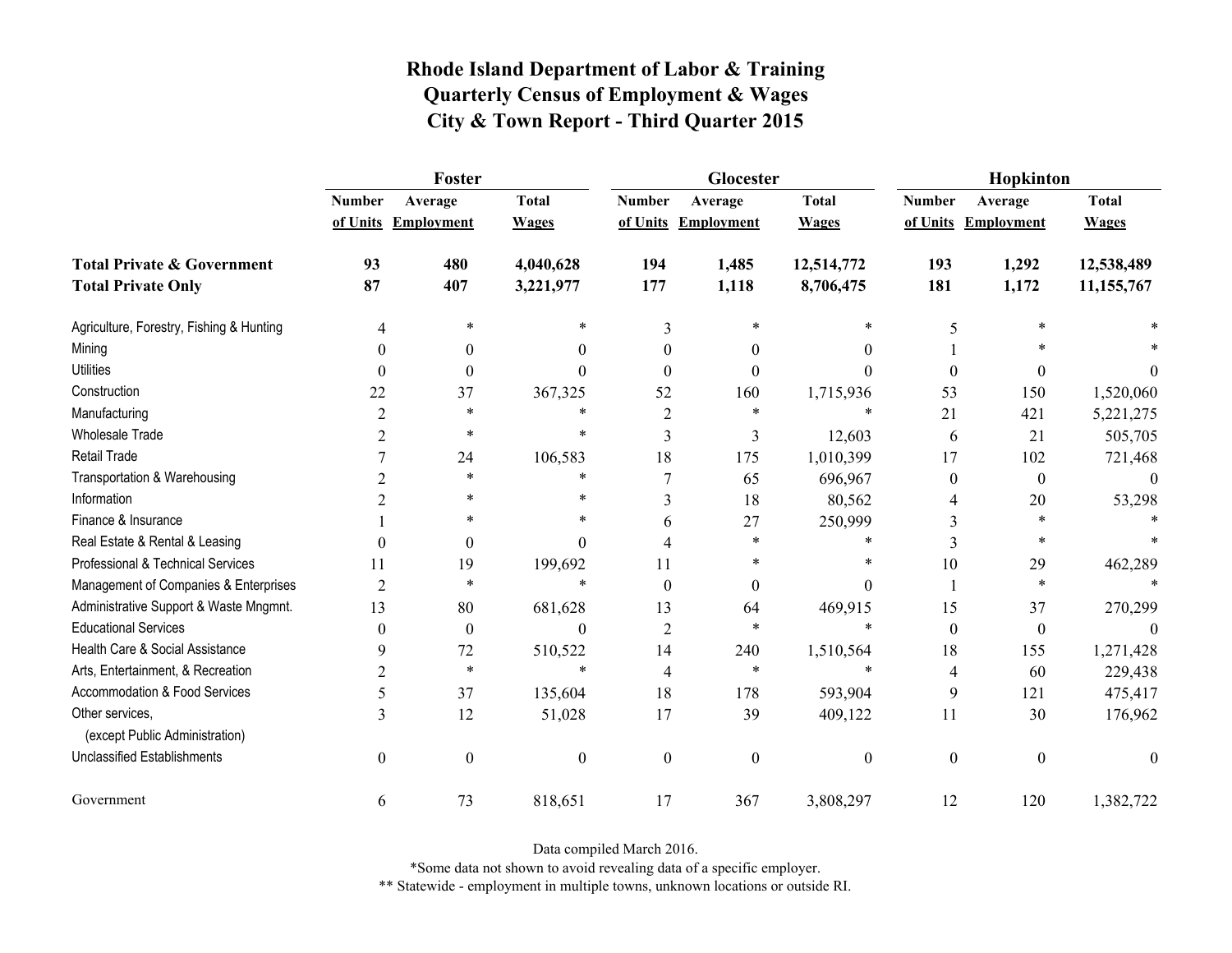# Rhode Island Department of Labor & Training
## Quarterly Census of Employment & Wages
## City & Town Report - Third Quarter 2015

| | Foster | | | Glocester | | | Hopkinton | | |
|---|---|---|---|---|---|---|---|---|---|
| | Number of Units | Average Employment | Total Wages | Number of Units | Average Employment | Total Wages | Number of Units | Average Employment | Total Wages |
| **Total Private & Government** | **93** | **480** | **4,040,628** | **194** | **1,485** | **12,514,772** | **193** | **1,292** | **12,538,489** |
| **Total Private Only** | **87** | **407** | **3,221,977** | **177** | **1,118** | **8,706,475** | **181** | **1,172** | **11,155,767** |
| Agriculture, Forestry, Fishing & Hunting | 4 | * | * | 3 | * | * | 5 | * | * |
| Mining | 0 | 0 | 0 | 0 | 0 | 0 | 1 | * | * |
| Utilities | 0 | 0 | 0 | 0 | 0 | 0 | 0 | 0 | 0 |
| Construction | 22 | 37 | 367,325 | 52 | 160 | 1,715,936 | 53 | 150 | 1,520,060 |
| Manufacturing | 2 | * | * | 2 | * | * | 21 | 421 | 5,221,275 |
| Wholesale Trade | 2 | * | * | 3 | 3 | 12,603 | 6 | 21 | 505,705 |
| Retail Trade | 7 | 24 | 106,583 | 18 | 175 | 1,010,399 | 17 | 102 | 721,468 |
| Transportation & Warehousing | 2 | * | * | 7 | 65 | 696,967 | 0 | 0 | 0 |
| Information | 2 | * | * | 3 | 18 | 80,562 | 4 | 20 | 53,298 |
| Finance & Insurance | 1 | * | * | 6 | 27 | 250,999 | 3 | * | * |
| Real Estate & Rental & Leasing | 0 | 0 | 0 | 4 | * | * | 3 | * | * |
| Professional & Technical Services | 11 | 19 | 199,692 | 11 | * | * | 10 | 29 | 462,289 |
| Management of Companies & Enterprises | 2 | * | * | 0 | 0 | 0 | 1 | * | * |
| Administrative Support & Waste Mngmnt. | 13 | 80 | 681,628 | 13 | 64 | 469,915 | 15 | 37 | 270,299 |
| Educational Services | 0 | 0 | 0 | 2 | * | * | 0 | 0 | 0 |
| Health Care & Social Assistance | 9 | 72 | 510,522 | 14 | 240 | 1,510,564 | 18 | 155 | 1,271,428 |
| Arts, Entertainment, & Recreation | 2 | * | * | 4 | * | * | 4 | 60 | 229,438 |
| Accommodation & Food Services | 5 | 37 | 135,604 | 18 | 178 | 593,904 | 9 | 121 | 475,417 |
| Other services, (except Public Administration) | 3 | 12 | 51,028 | 17 | 39 | 409,122 | 11 | 30 | 176,962 |
| Unclassified Establishments | 0 | 0 | 0 | 0 | 0 | 0 | 0 | 0 | 0 |
| Government | 6 | 73 | 818,651 | 17 | 367 | 3,808,297 | 12 | 120 | 1,382,722 |

Data compiled March 2016.

*Some data not shown to avoid revealing data of a specific employer.

** Statewide - employment in multiple towns, unknown locations or outside RI.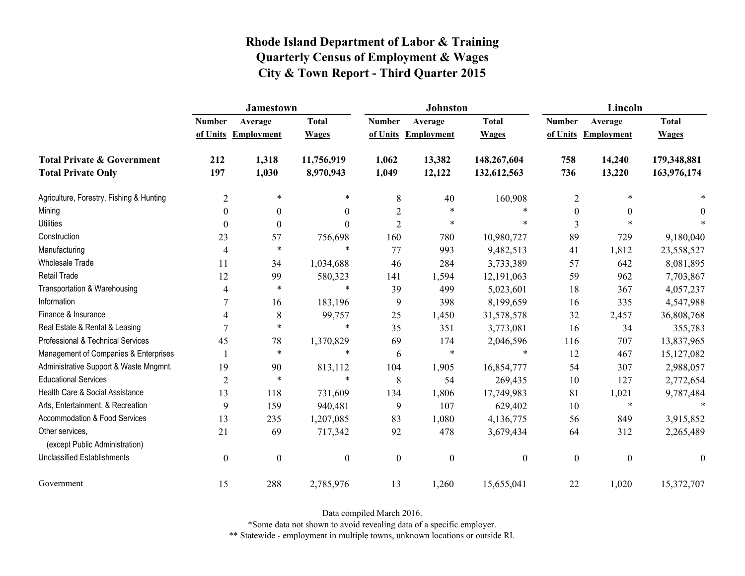# Rhode Island Department of Labor & Training
## Quarterly Census of Employment & Wages
## City & Town Report - Third Quarter 2015

| | Jamestown | | | Johnston | | | Lincoln | | |
|---|---|---|---|---|---|---|---|---|---|
| | Number of Units | Average Employment | Total Wages | Number of Units | Average Employment | Total Wages | Number of Units | Average Employment | Total Wages |
| **Total Private & Government** | **212** | **1,318** | **11,756,919** | **1,062** | **13,382** | **148,267,604** | **758** | **14,240** | **179,348,881** |
| **Total Private Only** | **197** | **1,030** | **8,970,943** | **1,049** | **12,122** | **132,612,563** | **736** | **13,220** | **163,976,174** |
| Agriculture, Forestry, Fishing & Hunting | 2 | * | * | 8 | 40 | 160,908 | 2 | * | * |
| Mining | 0 | 0 | 0 | 2 | * | * | 0 | 0 | 0 |
| Utilities | 0 | 0 | 0 | 2 | * | * | 3 | * | * |
| Construction | 23 | 57 | 756,698 | 160 | 780 | 10,980,727 | 89 | 729 | 9,180,040 |
| Manufacturing | 4 | * | * | 77 | 993 | 9,482,513 | 41 | 1,812 | 23,558,527 |
| Wholesale Trade | 11 | 34 | 1,034,688 | 46 | 284 | 3,733,389 | 57 | 642 | 8,081,895 |
| Retail Trade | 12 | 99 | 580,323 | 141 | 1,594 | 12,191,063 | 59 | 962 | 7,703,867 |
| Transportation & Warehousing | 4 | * | * | 39 | 499 | 5,023,601 | 18 | 367 | 4,057,237 |
| Information | 7 | 16 | 183,196 | 9 | 398 | 8,199,659 | 16 | 335 | 4,547,988 |
| Finance & Insurance | 4 | 8 | 99,757 | 25 | 1,450 | 31,578,578 | 32 | 2,457 | 36,808,768 |
| Real Estate & Rental & Leasing | 7 | * | * | 35 | 351 | 3,773,081 | 16 | 34 | 355,783 |
| Professional & Technical Services | 45 | 78 | 1,370,829 | 69 | 174 | 2,046,596 | 116 | 707 | 13,837,965 |
| Management of Companies & Enterprises | 1 | * | * | 6 | * | * | 12 | 467 | 15,127,082 |
| Administrative Support & Waste Mngmnt. | 19 | 90 | 813,112 | 104 | 1,905 | 16,854,777 | 54 | 307 | 2,988,057 |
| Educational Services | 2 | * | * | 8 | 54 | 269,435 | 10 | 127 | 2,772,654 |
| Health Care & Social Assistance | 13 | 118 | 731,609 | 134 | 1,806 | 17,749,983 | 81 | 1,021 | 9,787,484 |
| Arts, Entertainment, & Recreation | 9 | 159 | 940,481 | 9 | 107 | 629,402 | 10 | * | * |
| Accommodation & Food Services | 13 | 235 | 1,207,085 | 83 | 1,080 | 4,136,775 | 56 | 849 | 3,915,852 |
| Other services, (except Public Administration) | 21 | 69 | 717,342 | 92 | 478 | 3,679,434 | 64 | 312 | 2,265,489 |
| Unclassified Establishments | 0 | 0 | 0 | 0 | 0 | 0 | 0 | 0 | 0 |
| Government | 15 | 288 | 2,785,976 | 13 | 1,260 | 15,655,041 | 22 | 1,020 | 15,372,707 |

Data compiled March 2016.

*Some data not shown to avoid revealing data of a specific employer.

** Statewide - employment in multiple towns, unknown locations or outside RI.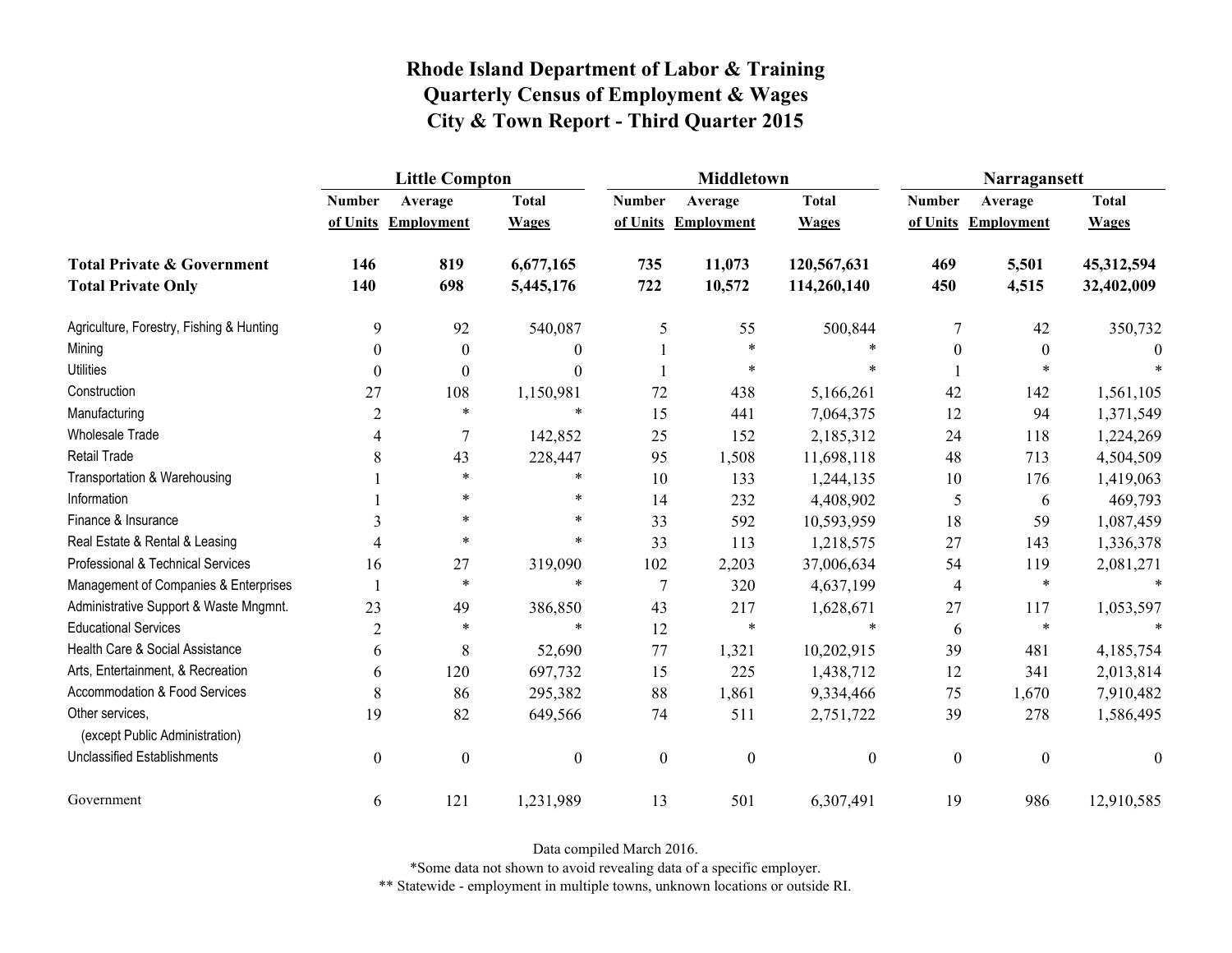# Rhode Island Department of Labor & Training
## Quarterly Census of Employment & Wages
## City & Town Report - Third Quarter 2015

| | Little Compton | | | Middletown | | | Narragansett | | |
|---|---|---|---|---|---|---|---|---|---|
| | Number of Units | Average Employment | Total Wages | Number of Units | Average Employment | Total Wages | Number of Units | Average Employment | Total Wages |
| **Total Private & Government** | **146** | **819** | **6,677,165** | **735** | **11,073** | **120,567,631** | **469** | **5,501** | **45,312,594** |
| **Total Private Only** | **140** | **698** | **5,445,176** | **722** | **10,572** | **114,260,140** | **450** | **4,515** | **32,402,009** |
| Agriculture, Forestry, Fishing & Hunting | 9 | 92 | 540,087 | 5 | 55 | 500,844 | 7 | 42 | 350,732 |
| Mining | 0 | 0 | 0 | 1 | * | * | 0 | 0 | 0 |
| Utilities | 0 | 0 | 0 | 1 | * | * | 1 | * | * |
| Construction | 27 | 108 | 1,150,981 | 72 | 438 | 5,166,261 | 42 | 142 | 1,561,105 |
| Manufacturing | 2 | * | * | 15 | 441 | 7,064,375 | 12 | 94 | 1,371,549 |
| Wholesale Trade | 4 | 7 | 142,852 | 25 | 152 | 2,185,312 | 24 | 118 | 1,224,269 |
| Retail Trade | 8 | 43 | 228,447 | 95 | 1,508 | 11,698,118 | 48 | 713 | 4,504,509 |
| Transportation & Warehousing | 1 | * | * | 10 | 133 | 1,244,135 | 10 | 176 | 1,419,063 |
| Information | 1 | * | * | 14 | 232 | 4,408,902 | 5 | 6 | 469,793 |
| Finance & Insurance | 3 | * | * | 33 | 592 | 10,593,959 | 18 | 59 | 1,087,459 |
| Real Estate & Rental & Leasing | 4 | * | * | 33 | 113 | 1,218,575 | 27 | 143 | 1,336,378 |
| Professional & Technical Services | 16 | 27 | 319,090 | 102 | 2,203 | 37,006,634 | 54 | 119 | 2,081,271 |
| Management of Companies & Enterprises | 1 | * | * | 7 | 320 | 4,637,199 | 4 | * | * |
| Administrative Support & Waste Mngmnt. | 23 | 49 | 386,850 | 43 | 217 | 1,628,671 | 27 | 117 | 1,053,597 |
| Educational Services | 2 | * | * | 12 | * | * | 6 | * | * |
| Health Care & Social Assistance | 6 | 8 | 52,690 | 77 | 1,321 | 10,202,915 | 39 | 481 | 4,185,754 |
| Arts, Entertainment, & Recreation | 6 | 120 | 697,732 | 15 | 225 | 1,438,712 | 12 | 341 | 2,013,814 |
| Accommodation & Food Services | 8 | 86 | 295,382 | 88 | 1,861 | 9,334,466 | 75 | 1,670 | 7,910,482 |
| Other services, (except Public Administration) | 19 | 82 | 649,566 | 74 | 511 | 2,751,722 | 39 | 278 | 1,586,495 |
| Unclassified Establishments | 0 | 0 | 0 | 0 | 0 | 0 | 0 | 0 | 0 |
| Government | 6 | 121 | 1,231,989 | 13 | 501 | 6,307,491 | 19 | 986 | 12,910,585 |

Data compiled March 2016.

*Some data not shown to avoid revealing data of a specific employer.

** Statewide - employment in multiple towns, unknown locations or outside RI.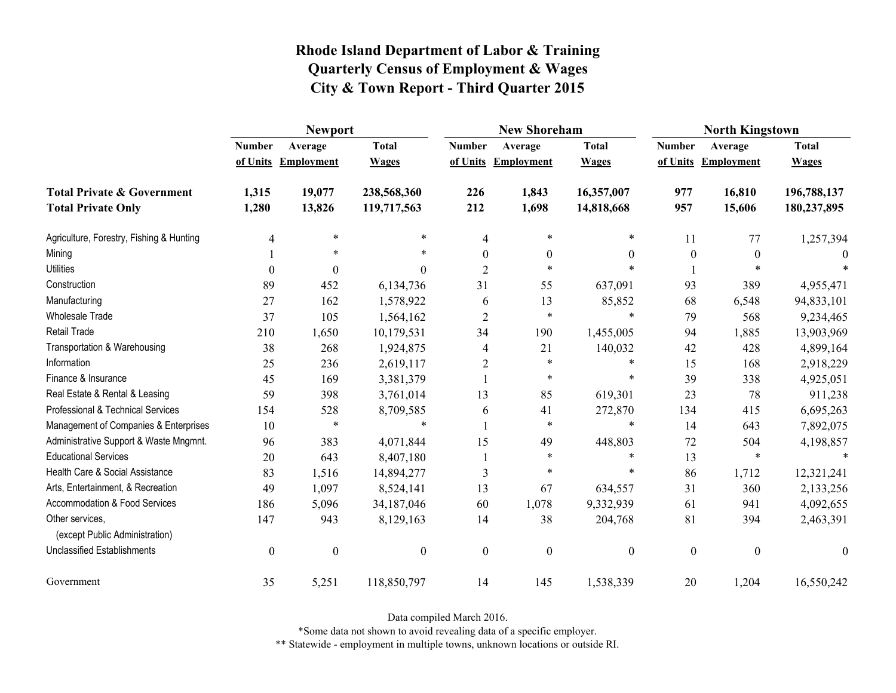# Rhode Island Department of Labor & Training
# Quarterly Census of Employment & Wages
# City & Town Report - Third Quarter 2015

| | Newport | | | New Shoreham | | | North Kingstown | | |
|---|---|---|---|---|---|---|---|---|---|
| | Number of Units | Average Employment | Total Wages | Number of Units | Average Employment | Total Wages | Number of Units | Average Employment | Total Wages |
| **Total Private & Government** | **1,315** | **19,077** | **238,568,360** | **226** | **1,843** | **16,357,007** | **977** | **16,810** | **196,788,137** |
| **Total Private Only** | **1,280** | **13,826** | **119,717,563** | **212** | **1,698** | **14,818,668** | **957** | **15,606** | **180,237,895** |
| Agriculture, Forestry, Fishing & Hunting | 4 | * | * | 4 | * | * | 11 | 77 | 1,257,394 |
| Mining | 1 | * | * | 0 | 0 | 0 | 0 | 0 | 0 |
| Utilities | 0 | 0 | 0 | 2 | * | * | 1 | * | * |
| Construction | 89 | 452 | 6,134,736 | 31 | 55 | 637,091 | 93 | 389 | 4,955,471 |
| Manufacturing | 27 | 162 | 1,578,922 | 6 | 13 | 85,852 | 68 | 6,548 | 94,833,101 |
| Wholesale Trade | 37 | 105 | 1,564,162 | 2 | * | * | 79 | 568 | 9,234,465 |
| Retail Trade | 210 | 1,650 | 10,179,531 | 34 | 190 | 1,455,005 | 94 | 1,885 | 13,903,969 |
| Transportation & Warehousing | 38 | 268 | 1,924,875 | 4 | 21 | 140,032 | 42 | 428 | 4,899,164 |
| Information | 25 | 236 | 2,619,117 | 2 | * | * | 15 | 168 | 2,918,229 |
| Finance & Insurance | 45 | 169 | 3,381,379 | 1 | * | * | 39 | 338 | 4,925,051 |
| Real Estate & Rental & Leasing | 59 | 398 | 3,761,014 | 13 | 85 | 619,301 | 23 | 78 | 911,238 |
| Professional & Technical Services | 154 | 528 | 8,709,585 | 6 | 41 | 272,870 | 134 | 415 | 6,695,263 |
| Management of Companies & Enterprises | 10 | * | * | 1 | * | * | 14 | 643 | 7,892,075 |
| Administrative Support & Waste Mngmnt. | 96 | 383 | 4,071,844 | 15 | 49 | 448,803 | 72 | 504 | 4,198,857 |
| Educational Services | 20 | 643 | 8,407,180 | 1 | * | * | 13 | * | * |
| Health Care & Social Assistance | 83 | 1,516 | 14,894,277 | 3 | * | * | 86 | 1,712 | 12,321,241 |
| Arts, Entertainment, & Recreation | 49 | 1,097 | 8,524,141 | 13 | 67 | 634,557 | 31 | 360 | 2,133,256 |
| Accommodation & Food Services | 186 | 5,096 | 34,187,046 | 60 | 1,078 | 9,332,939 | 61 | 941 | 4,092,655 |
| Other services, (except Public Administration) | 147 | 943 | 8,129,163 | 14 | 38 | 204,768 | 81 | 394 | 2,463,391 |
| Unclassified Establishments | 0 | 0 | 0 | 0 | 0 | 0 | 0 | 0 | 0 |
| Government | 35 | 5,251 | 118,850,797 | 14 | 145 | 1,538,339 | 20 | 1,204 | 16,550,242 |

Data compiled March 2016.

*Some data not shown to avoid revealing data of a specific employer.

** Statewide - employment in multiple towns, unknown locations or outside RI.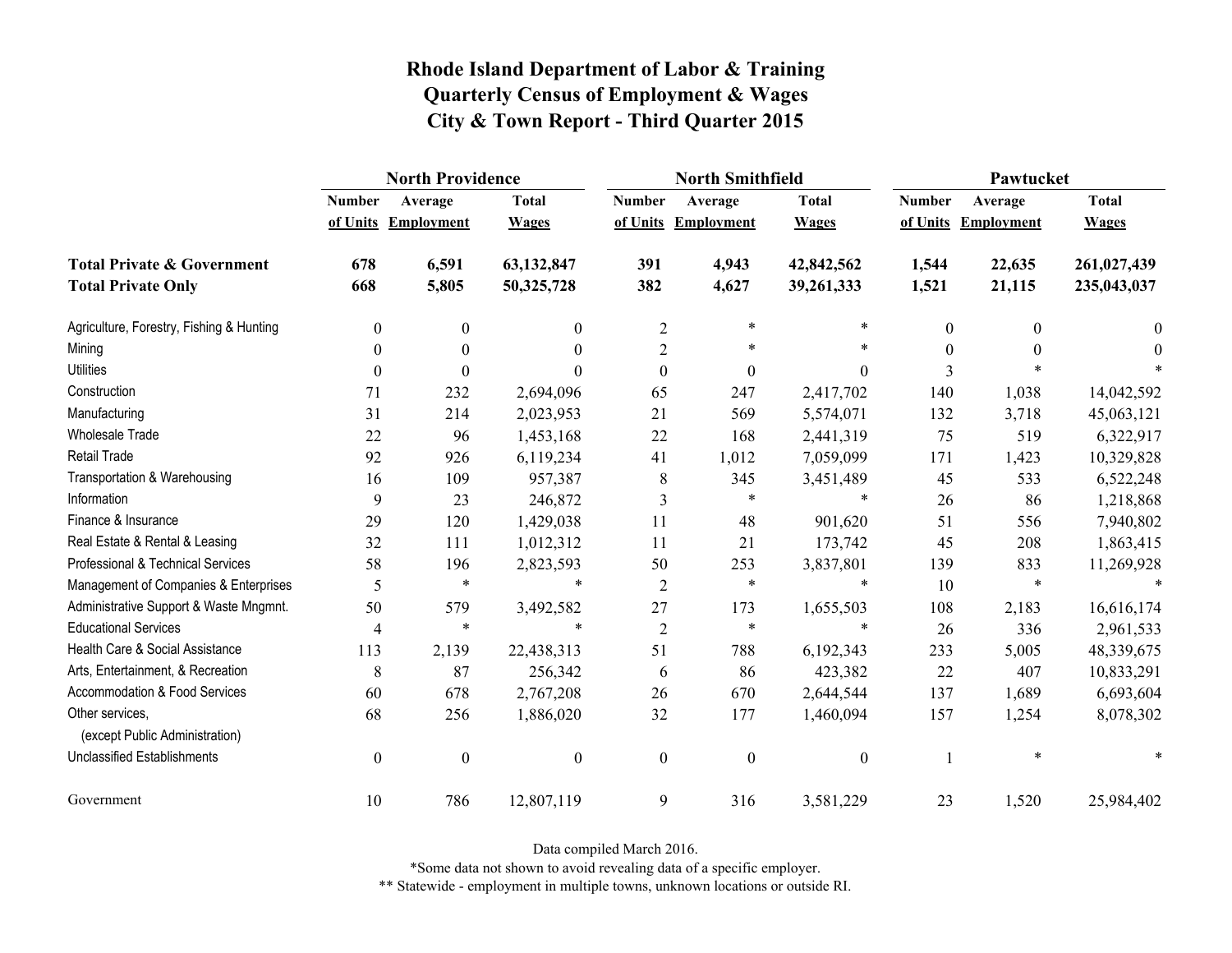# Rhode Island Department of Labor & Training
## Quarterly Census of Employment & Wages
## City & Town Report - Third Quarter 2015

| | North Providence | | | North Smithfield | | | Pawtucket | | |
|---|---|---|---|---|---|---|---|---|---|
| | Number of Units | Average Employment | Total Wages | Number of Units | Average Employment | Total Wages | Number of Units | Average Employment | Total Wages |
| **Total Private & Government** | **678** | **6,591** | **63,132,847** | **391** | **4,943** | **42,842,562** | **1,544** | **22,635** | **261,027,439** |
| **Total Private Only** | **668** | **5,805** | **50,325,728** | **382** | **4,627** | **39,261,333** | **1,521** | **21,115** | **235,043,037** |
| Agriculture, Forestry, Fishing & Hunting | 0 | 0 | 0 | 2 | * | * | 0 | 0 | 0 |
| Mining | 0 | 0 | 0 | 2 | * | * | 0 | 0 | 0 |
| Utilities | 0 | 0 | 0 | 0 | 0 | 0 | 3 | * | * |
| Construction | 71 | 232 | 2,694,096 | 65 | 247 | 2,417,702 | 140 | 1,038 | 14,042,592 |
| Manufacturing | 31 | 214 | 2,023,953 | 21 | 569 | 5,574,071 | 132 | 3,718 | 45,063,121 |
| Wholesale Trade | 22 | 96 | 1,453,168 | 22 | 168 | 2,441,319 | 75 | 519 | 6,322,917 |
| Retail Trade | 92 | 926 | 6,119,234 | 41 | 1,012 | 7,059,099 | 171 | 1,423 | 10,329,828 |
| Transportation & Warehousing | 16 | 109 | 957,387 | 8 | 345 | 3,451,489 | 45 | 533 | 6,522,248 |
| Information | 9 | 23 | 246,872 | 3 | * | * | 26 | 86 | 1,218,868 |
| Finance & Insurance | 29 | 120 | 1,429,038 | 11 | 48 | 901,620 | 51 | 556 | 7,940,802 |
| Real Estate & Rental & Leasing | 32 | 111 | 1,012,312 | 11 | 21 | 173,742 | 45 | 208 | 1,863,415 |
| Professional & Technical Services | 58 | 196 | 2,823,593 | 50 | 253 | 3,837,801 | 139 | 833 | 11,269,928 |
| Management of Companies & Enterprises | 5 | * | * | 2 | * | * | 10 | * | * |
| Administrative Support & Waste Mngmnt. | 50 | 579 | 3,492,582 | 27 | 173 | 1,655,503 | 108 | 2,183 | 16,616,174 |
| Educational Services | 4 | * | * | 2 | * | * | 26 | 336 | 2,961,533 |
| Health Care & Social Assistance | 113 | 2,139 | 22,438,313 | 51 | 788 | 6,192,343 | 233 | 5,005 | 48,339,675 |
| Arts, Entertainment, & Recreation | 8 | 87 | 256,342 | 6 | 86 | 423,382 | 22 | 407 | 10,833,291 |
| Accommodation & Food Services | 60 | 678 | 2,767,208 | 26 | 670 | 2,644,544 | 137 | 1,689 | 6,693,604 |
| Other services, (except Public Administration) | 68 | 256 | 1,886,020 | 32 | 177 | 1,460,094 | 157 | 1,254 | 8,078,302 |
| Unclassified Establishments | 0 | 0 | 0 | 0 | 0 | 0 | 1 | * | * |
| Government | 10 | 786 | 12,807,119 | 9 | 316 | 3,581,229 | 23 | 1,520 | 25,984,402 |

Data compiled March 2016.

*Some data not shown to avoid revealing data of a specific employer.

** Statewide - employment in multiple towns, unknown locations or outside RI.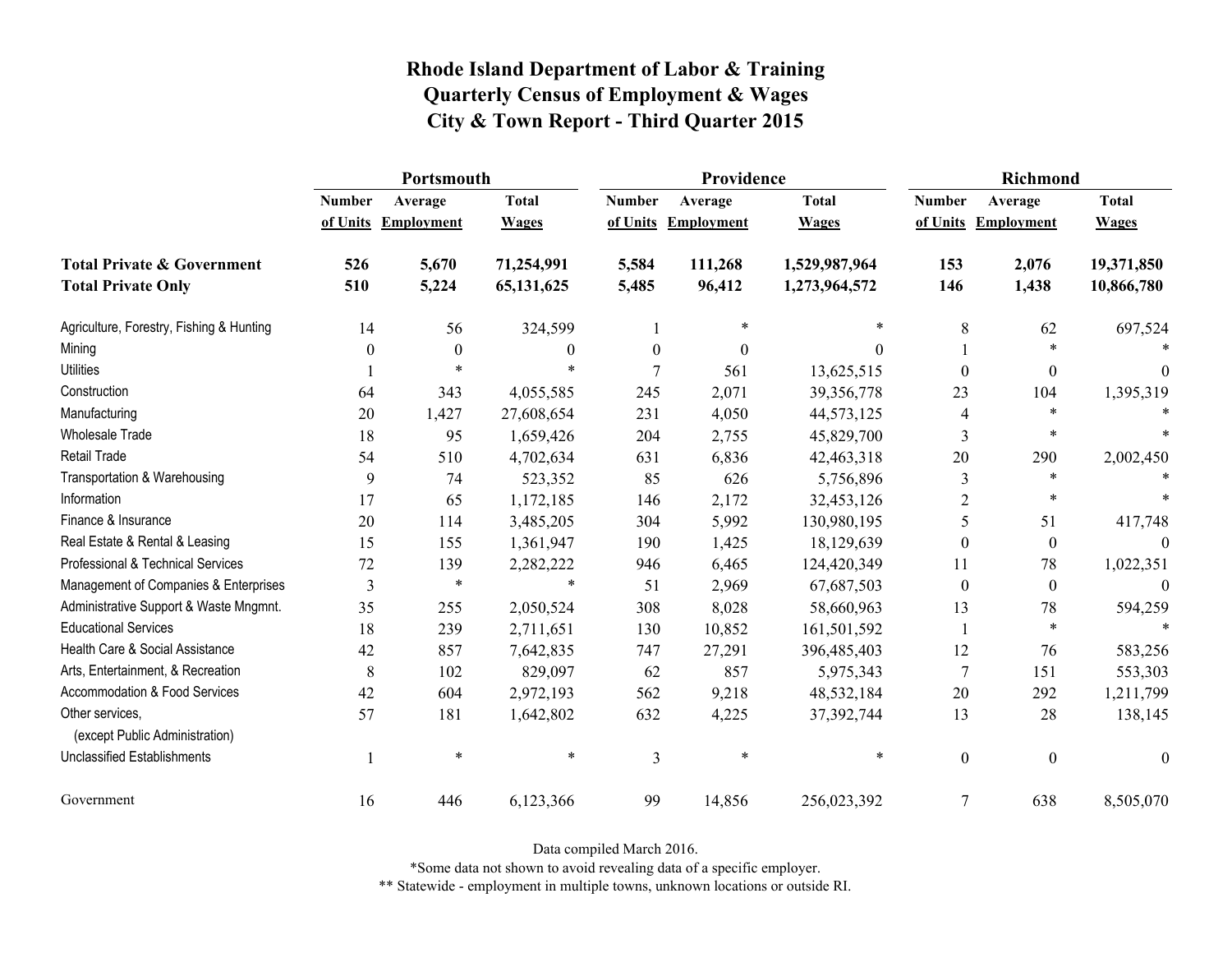# Rhode Island Department of Labor & Training
## Quarterly Census of Employment & Wages
## City & Town Report - Third Quarter 2015

| | Portsmouth | | | Providence | | | Richmond | | |
|---|---|---|---|---|---|---|---|---|---|
| | Number of Units | Average Employment | Total Wages | Number of Units | Average Employment | Total Wages | Number of Units | Average Employment | Total Wages |
| **Total Private & Government** | **526** | **5,670** | **71,254,991** | **5,584** | **111,268** | **1,529,987,964** | **153** | **2,076** | **19,371,850** |
| **Total Private Only** | **510** | **5,224** | **65,131,625** | **5,485** | **96,412** | **1,273,964,572** | **146** | **1,438** | **10,866,780** |
| Agriculture, Forestry, Fishing & Hunting | 14 | 56 | 324,599 | 1 | * | * | 8 | 62 | 697,524 |
| Mining | 0 | 0 | 0 | 0 | 0 | 0 | 1 | * | * |
| Utilities | 1 | * | * | 7 | 561 | 13,625,515 | 0 | 0 | 0 |
| Construction | 64 | 343 | 4,055,585 | 245 | 2,071 | 39,356,778 | 23 | 104 | 1,395,319 |
| Manufacturing | 20 | 1,427 | 27,608,654 | 231 | 4,050 | 44,573,125 | 4 | * | * |
| Wholesale Trade | 18 | 95 | 1,659,426 | 204 | 2,755 | 45,829,700 | 3 | * | * |
| Retail Trade | 54 | 510 | 4,702,634 | 631 | 6,836 | 42,463,318 | 20 | 290 | 2,002,450 |
| Transportation & Warehousing | 9 | 74 | 523,352 | 85 | 626 | 5,756,896 | 3 | * | * |
| Information | 17 | 65 | 1,172,185 | 146 | 2,172 | 32,453,126 | 2 | * | * |
| Finance & Insurance | 20 | 114 | 3,485,205 | 304 | 5,992 | 130,980,195 | 5 | 51 | 417,748 |
| Real Estate & Rental & Leasing | 15 | 155 | 1,361,947 | 190 | 1,425 | 18,129,639 | 0 | 0 | 0 |
| Professional & Technical Services | 72 | 139 | 2,282,222 | 946 | 6,465 | 124,420,349 | 11 | 78 | 1,022,351 |
| Management of Companies & Enterprises | 3 | * | * | 51 | 2,969 | 67,687,503 | 0 | 0 | 0 |
| Administrative Support & Waste Mngmnt. | 35 | 255 | 2,050,524 | 308 | 8,028 | 58,660,963 | 13 | 78 | 594,259 |
| Educational Services | 18 | 239 | 2,711,651 | 130 | 10,852 | 161,501,592 | 1 | * | * |
| Health Care & Social Assistance | 42 | 857 | 7,642,835 | 747 | 27,291 | 396,485,403 | 12 | 76 | 583,256 |
| Arts, Entertainment, & Recreation | 8 | 102 | 829,097 | 62 | 857 | 5,975,343 | 7 | 151 | 553,303 |
| Accommodation & Food Services | 42 | 604 | 2,972,193 | 562 | 9,218 | 48,532,184 | 20 | 292 | 1,211,799 |
| Other services, (except Public Administration) | 57 | 181 | 1,642,802 | 632 | 4,225 | 37,392,744 | 13 | 28 | 138,145 |
| Unclassified Establishments | 1 | * | * | 3 | * | * | 0 | 0 | 0 |
| Government | 16 | 446 | 6,123,366 | 99 | 14,856 | 256,023,392 | 7 | 638 | 8,505,070 |

Data compiled March 2016.

*Some data not shown to avoid revealing data of a specific employer.

** Statewide - employment in multiple towns, unknown locations or outside RI.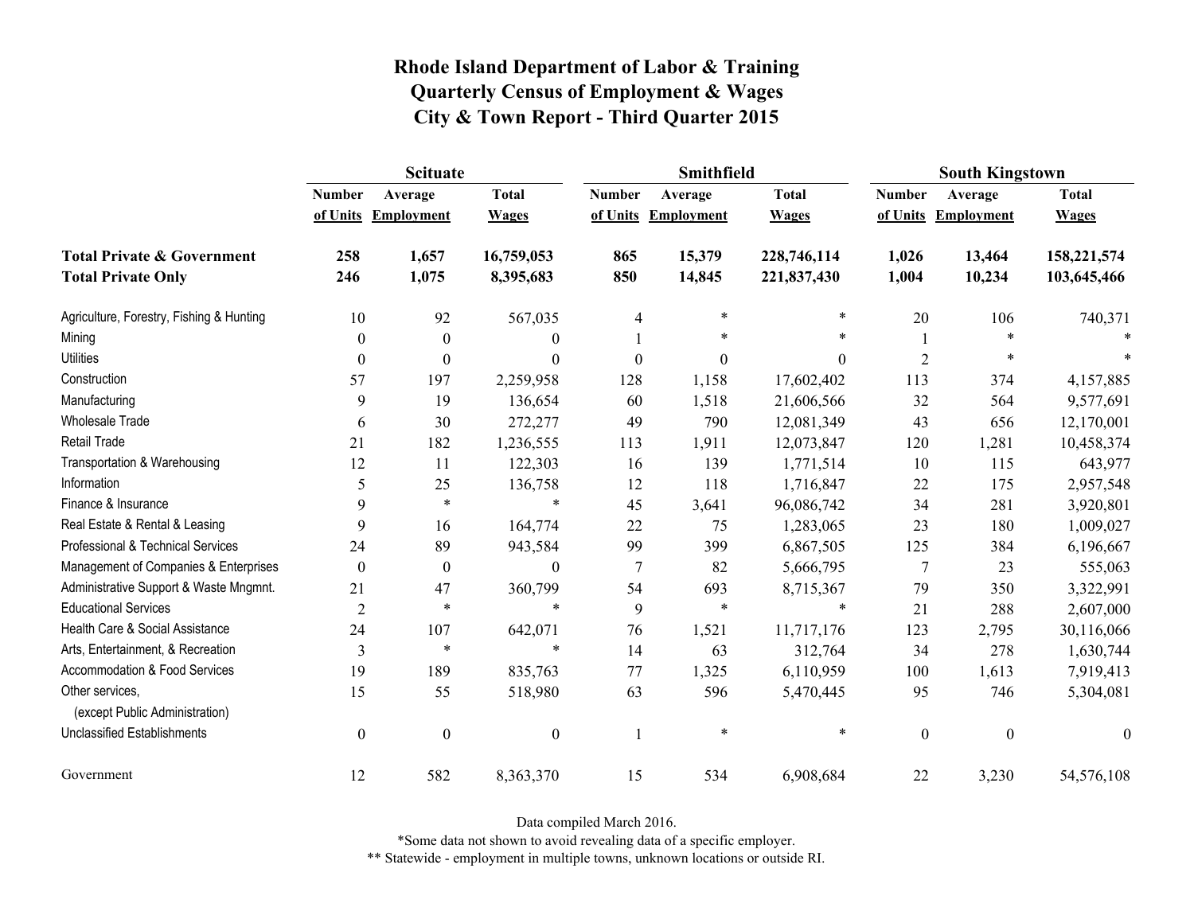# Rhode Island Department of Labor & Training
# Quarterly Census of Employment & Wages
# City & Town Report - Third Quarter 2015

| | Scituate | | | Smithfield | | | South Kingstown | | |
|---|---|---|---|---|---|---|---|---|---|
| | Number of Units | Average Employment | Total Wages | Number of Units | Average Employment | Total Wages | Number of Units | Average Employment | Total Wages |
| **Total Private & Government** | **258** | **1,657** | **16,759,053** | **865** | **15,379** | **228,746,114** | **1,026** | **13,464** | **158,221,574** |
| **Total Private Only** | **246** | **1,075** | **8,395,683** | **850** | **14,845** | **221,837,430** | **1,004** | **10,234** | **103,645,466** |
| Agriculture, Forestry, Fishing & Hunting | 10 | 92 | 567,035 | 4 | * | * | 20 | 106 | 740,371 |
| Mining | 0 | 0 | 0 | 1 | * | * | 1 | * | * |
| Utilities | 0 | 0 | 0 | 0 | 0 | 0 | 2 | * | * |
| Construction | 57 | 197 | 2,259,958 | 128 | 1,158 | 17,602,402 | 113 | 374 | 4,157,885 |
| Manufacturing | 9 | 19 | 136,654 | 60 | 1,518 | 21,606,566 | 32 | 564 | 9,577,691 |
| Wholesale Trade | 6 | 30 | 272,277 | 49 | 790 | 12,081,349 | 43 | 656 | 12,170,001 |
| Retail Trade | 21 | 182 | 1,236,555 | 113 | 1,911 | 12,073,847 | 120 | 1,281 | 10,458,374 |
| Transportation & Warehousing | 12 | 11 | 122,303 | 16 | 139 | 1,771,514 | 10 | 115 | 643,977 |
| Information | 5 | 25 | 136,758 | 12 | 118 | 1,716,847 | 22 | 175 | 2,957,548 |
| Finance & Insurance | 9 | * | * | 45 | 3,641 | 96,086,742 | 34 | 281 | 3,920,801 |
| Real Estate & Rental & Leasing | 9 | 16 | 164,774 | 22 | 75 | 1,283,065 | 23 | 180 | 1,009,027 |
| Professional & Technical Services | 24 | 89 | 943,584 | 99 | 399 | 6,867,505 | 125 | 384 | 6,196,667 |
| Management of Companies & Enterprises | 0 | 0 | 0 | 7 | 82 | 5,666,795 | 7 | 23 | 555,063 |
| Administrative Support & Waste Mngmnt. | 21 | 47 | 360,799 | 54 | 693 | 8,715,367 | 79 | 350 | 3,322,991 |
| Educational Services | 2 | * | * | 9 | * | * | 21 | 288 | 2,607,000 |
| Health Care & Social Assistance | 24 | 107 | 642,071 | 76 | 1,521 | 11,717,176 | 123 | 2,795 | 30,116,066 |
| Arts, Entertainment, & Recreation | 3 | * | * | 14 | 63 | 312,764 | 34 | 278 | 1,630,744 |
| Accommodation & Food Services | 19 | 189 | 835,763 | 77 | 1,325 | 6,110,959 | 100 | 1,613 | 7,919,413 |
| Other services, (except Public Administration) | 15 | 55 | 518,980 | 63 | 596 | 5,470,445 | 95 | 746 | 5,304,081 |
| Unclassified Establishments | 0 | 0 | 0 | 1 | * | * | 0 | 0 | 0 |
| Government | 12 | 582 | 8,363,370 | 15 | 534 | 6,908,684 | 22 | 3,230 | 54,576,108 |

Data compiled March 2016.

*Some data not shown to avoid revealing data of a specific employer.

** Statewide - employment in multiple towns, unknown locations or outside RI.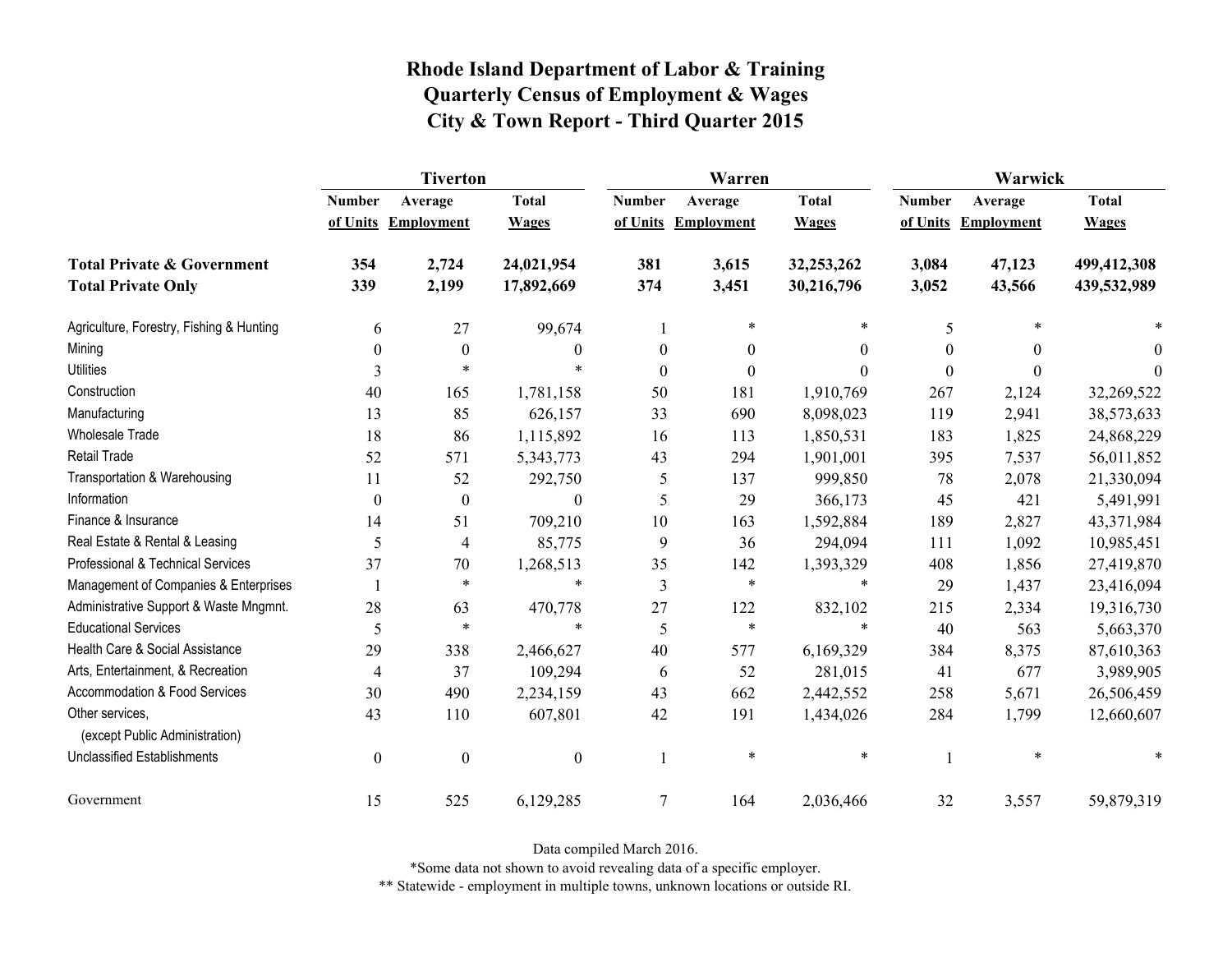# Rhode Island Department of Labor & Training
## Quarterly Census of Employment & Wages
## City & Town Report - Third Quarter 2015

| | Tiverton | | | Warren | | | Warwick | | |
|---|---|---|---|---|---|---|---|---|---|
| | Number of Units | Average Employment | Total Wages | Number of Units | Average Employment | Total Wages | Number of Units | Average Employment | Total Wages |
| **Total Private & Government** | **354** | **2,724** | **24,021,954** | **381** | **3,615** | **32,253,262** | **3,084** | **47,123** | **499,412,308** |
| **Total Private Only** | **339** | **2,199** | **17,892,669** | **374** | **3,451** | **30,216,796** | **3,052** | **43,566** | **439,532,989** |
| Agriculture, Forestry, Fishing & Hunting | 6 | 27 | 99,674 | 1 | * | * | 5 | * | * |
| Mining | 0 | 0 | 0 | 0 | 0 | 0 | 0 | 0 | 0 |
| Utilities | 3 | * | * | 0 | 0 | 0 | 0 | 0 | 0 |
| Construction | 40 | 165 | 1,781,158 | 50 | 181 | 1,910,769 | 267 | 2,124 | 32,269,522 |
| Manufacturing | 13 | 85 | 626,157 | 33 | 690 | 8,098,023 | 119 | 2,941 | 38,573,633 |
| Wholesale Trade | 18 | 86 | 1,115,892 | 16 | 113 | 1,850,531 | 183 | 1,825 | 24,868,229 |
| Retail Trade | 52 | 571 | 5,343,773 | 43 | 294 | 1,901,001 | 395 | 7,537 | 56,011,852 |
| Transportation & Warehousing | 11 | 52 | 292,750 | 5 | 137 | 999,850 | 78 | 2,078 | 21,330,094 |
| Information | 0 | 0 | 0 | 5 | 29 | 366,173 | 45 | 421 | 5,491,991 |
| Finance & Insurance | 14 | 51 | 709,210 | 10 | 163 | 1,592,884 | 189 | 2,827 | 43,371,984 |
| Real Estate & Rental & Leasing | 5 | 4 | 85,775 | 9 | 36 | 294,094 | 111 | 1,092 | 10,985,451 |
| Professional & Technical Services | 37 | 70 | 1,268,513 | 35 | 142 | 1,393,329 | 408 | 1,856 | 27,419,870 |
| Management of Companies & Enterprises | 1 | * | * | 3 | * | * | 29 | 1,437 | 23,416,094 |
| Administrative Support & Waste Mngmnt. | 28 | 63 | 470,778 | 27 | 122 | 832,102 | 215 | 2,334 | 19,316,730 |
| Educational Services | 5 | * | * | 5 | * | * | 40 | 563 | 5,663,370 |
| Health Care & Social Assistance | 29 | 338 | 2,466,627 | 40 | 577 | 6,169,329 | 384 | 8,375 | 87,610,363 |
| Arts, Entertainment, & Recreation | 4 | 37 | 109,294 | 6 | 52 | 281,015 | 41 | 677 | 3,989,905 |
| Accommodation & Food Services | 30 | 490 | 2,234,159 | 43 | 662 | 2,442,552 | 258 | 5,671 | 26,506,459 |
| Other services, (except Public Administration) | 43 | 110 | 607,801 | 42 | 191 | 1,434,026 | 284 | 1,799 | 12,660,607 |
| Unclassified Establishments | 0 | 0 | 0 | 1 | * | * | 1 | * | * |
| Government | 15 | 525 | 6,129,285 | 7 | 164 | 2,036,466 | 32 | 3,557 | 59,879,319 |

Data compiled March 2016.

*Some data not shown to avoid revealing data of a specific employer.

** Statewide - employment in multiple towns, unknown locations or outside RI.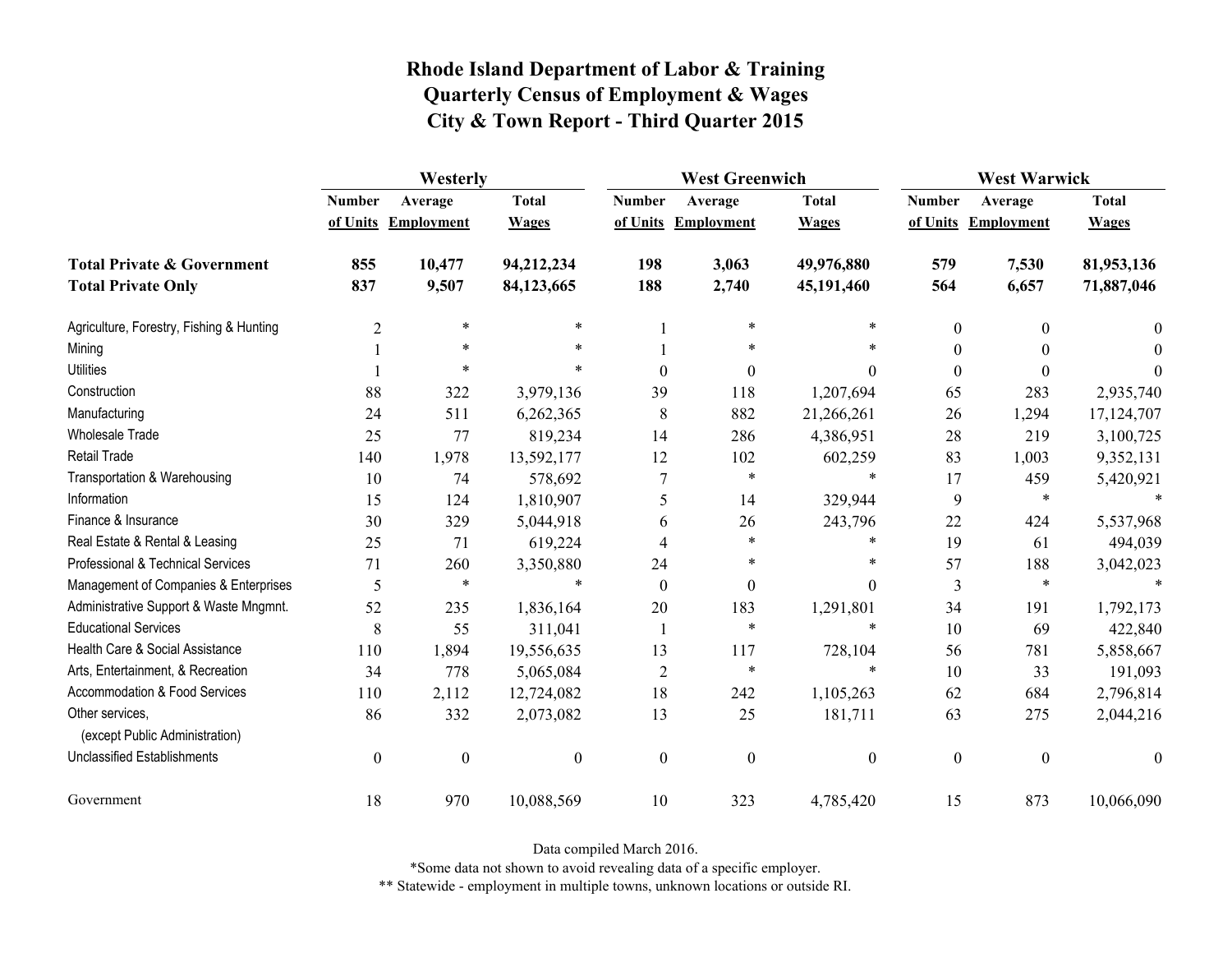# Rhode Island Department of Labor & Training
# Quarterly Census of Employment & Wages
# City & Town Report - Third Quarter 2015

| | Westerly | | | West Greenwich | | | West Warwick | | |
|---|---|---|---|---|---|---|---|---|---|
| | Number of Units | Average Employment | Total Wages | Number of Units | Average Employment | Total Wages | Number of Units | Average Employment | Total Wages |
| **Total Private & Government** | **855** | **10,477** | **94,212,234** | **198** | **3,063** | **49,976,880** | **579** | **7,530** | **81,953,136** |
| **Total Private Only** | **837** | **9,507** | **84,123,665** | **188** | **2,740** | **45,191,460** | **564** | **6,657** | **71,887,046** |
| Agriculture, Forestry, Fishing & Hunting | 2 | * | * | 1 | * | * | 0 | 0 | 0 |
| Mining | 1 | * | * | 1 | * | * | 0 | 0 | 0 |
| Utilities | 1 | * | * | 0 | 0 | 0 | 0 | 0 | 0 |
| Construction | 88 | 322 | 3,979,136 | 39 | 118 | 1,207,694 | 65 | 283 | 2,935,740 |
| Manufacturing | 24 | 511 | 6,262,365 | 8 | 882 | 21,266,261 | 26 | 1,294 | 17,124,707 |
| Wholesale Trade | 25 | 77 | 819,234 | 14 | 286 | 4,386,951 | 28 | 219 | 3,100,725 |
| Retail Trade | 140 | 1,978 | 13,592,177 | 12 | 102 | 602,259 | 83 | 1,003 | 9,352,131 |
| Transportation & Warehousing | 10 | 74 | 578,692 | 7 | * | * | 17 | 459 | 5,420,921 |
| Information | 15 | 124 | 1,810,907 | 5 | 14 | 329,944 | 9 | * | * |
| Finance & Insurance | 30 | 329 | 5,044,918 | 6 | 26 | 243,796 | 22 | 424 | 5,537,968 |
| Real Estate & Rental & Leasing | 25 | 71 | 619,224 | 4 | * | * | 19 | 61 | 494,039 |
| Professional & Technical Services | 71 | 260 | 3,350,880 | 24 | * | * | 57 | 188 | 3,042,023 |
| Management of Companies & Enterprises | 5 | * | * | 0 | 0 | 0 | 3 | * | * |
| Administrative Support & Waste Mngmnt. | 52 | 235 | 1,836,164 | 20 | 183 | 1,291,801 | 34 | 191 | 1,792,173 |
| Educational Services | 8 | 55 | 311,041 | 1 | * | * | 10 | 69 | 422,840 |
| Health Care & Social Assistance | 110 | 1,894 | 19,556,635 | 13 | 117 | 728,104 | 56 | 781 | 5,858,667 |
| Arts, Entertainment, & Recreation | 34 | 778 | 5,065,084 | 2 | * | * | 10 | 33 | 191,093 |
| Accommodation & Food Services | 110 | 2,112 | 12,724,082 | 18 | 242 | 1,105,263 | 62 | 684 | 2,796,814 |
| Other services, (except Public Administration) | 86 | 332 | 2,073,082 | 13 | 25 | 181,711 | 63 | 275 | 2,044,216 |
| Unclassified Establishments | 0 | 0 | 0 | 0 | 0 | 0 | 0 | 0 | 0 |
| Government | 18 | 970 | 10,088,569 | 10 | 323 | 4,785,420 | 15 | 873 | 10,066,090 |

Data compiled March 2016.

*Some data not shown to avoid revealing data of a specific employer.

** Statewide - employment in multiple towns, unknown locations or outside RI.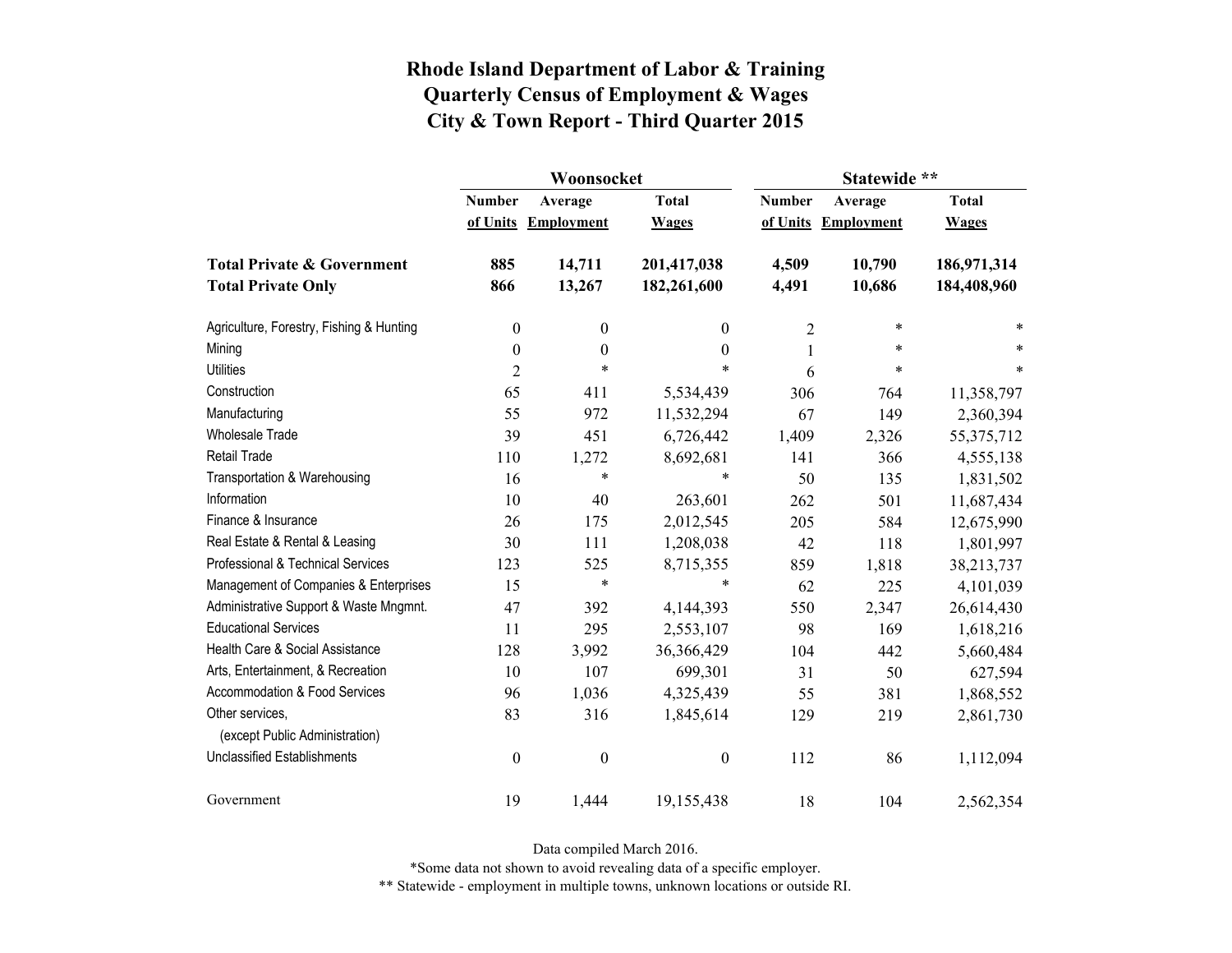# Rhode Island Department of Labor & Training
## Quarterly Census of Employment & Wages
## City & Town Report - Third Quarter 2015

| | Woonsocket | | | Statewide ** | | |
|---|---|---|---|---|---|---|
| | Number of Units | Average Employment | Total Wages | Number of Units | Average Employment | Total Wages |
| **Total Private & Government** | **885** | **14,711** | **201,417,038** | **4,509** | **10,790** | **186,971,314** |
| **Total Private Only** | **866** | **13,267** | **182,261,600** | **4,491** | **10,686** | **184,408,960** |
| Agriculture, Forestry, Fishing & Hunting | 0 | 0 | 0 | 2 | * | * |
| Mining | 0 | 0 | 0 | 1 | * | * |
| Utilities | 2 | * | * | 6 | * | * |
| Construction | 65 | 411 | 5,534,439 | 306 | 764 | 11,358,797 |
| Manufacturing | 55 | 972 | 11,532,294 | 67 | 149 | 2,360,394 |
| Wholesale Trade | 39 | 451 | 6,726,442 | 1,409 | 2,326 | 55,375,712 |
| Retail Trade | 110 | 1,272 | 8,692,681 | 141 | 366 | 4,555,138 |
| Transportation & Warehousing | 16 | * | * | 50 | 135 | 1,831,502 |
| Information | 10 | 40 | 263,601 | 262 | 501 | 11,687,434 |
| Finance & Insurance | 26 | 175 | 2,012,545 | 205 | 584 | 12,675,990 |
| Real Estate & Rental & Leasing | 30 | 111 | 1,208,038 | 42 | 118 | 1,801,997 |
| Professional & Technical Services | 123 | 525 | 8,715,355 | 859 | 1,818 | 38,213,737 |
| Management of Companies & Enterprises | 15 | * | * | 62 | 225 | 4,101,039 |
| Administrative Support & Waste Mngmnt. | 47 | 392 | 4,144,393 | 550 | 2,347 | 26,614,430 |
| Educational Services | 11 | 295 | 2,553,107 | 98 | 169 | 1,618,216 |
| Health Care & Social Assistance | 128 | 3,992 | 36,366,429 | 104 | 442 | 5,660,484 |
| Arts, Entertainment, & Recreation | 10 | 107 | 699,301 | 31 | 50 | 627,594 |
| Accommodation & Food Services | 96 | 1,036 | 4,325,439 | 55 | 381 | 1,868,552 |
| Other services, (except Public Administration) | 83 | 316 | 1,845,614 | 129 | 219 | 2,861,730 |
| Unclassified Establishments | 0 | 0 | 0 | 112 | 86 | 1,112,094 |
| Government | 19 | 1,444 | 19,155,438 | 18 | 104 | 2,562,354 |

Data compiled March 2016.

*Some data not shown to avoid revealing data of a specific employer.

** Statewide - employment in multiple towns, unknown locations or outside RI.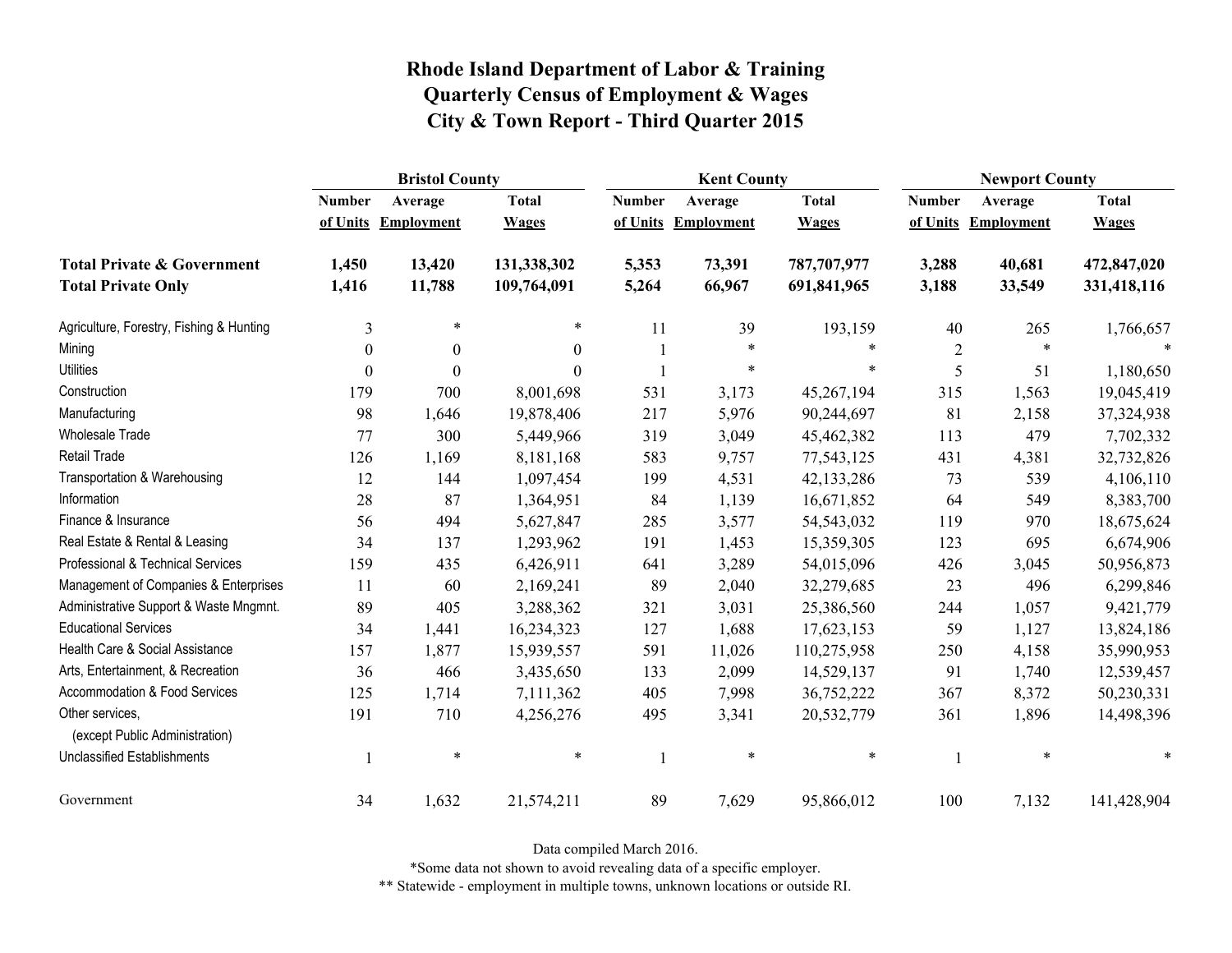# Rhode Island Department of Labor & Training
## Quarterly Census of Employment & Wages
## City & Town Report - Third Quarter 2015

| | Bristol County | | | Kent County | | | Newport County | | |
|---|---|---|---|---|---|---|---|---|---|
| | Number of Units | Average Employment | Total Wages | Number of Units | Average Employment | Total Wages | Number of Units | Average Employment | Total Wages |
| **Total Private & Government** | **1,450** | **13,420** | **131,338,302** | **5,353** | **73,391** | **787,707,977** | **3,288** | **40,681** | **472,847,020** |
| **Total Private Only** | **1,416** | **11,788** | **109,764,091** | **5,264** | **66,967** | **691,841,965** | **3,188** | **33,549** | **331,418,116** |
| Agriculture, Forestry, Fishing & Hunting | 3 | * | * | 11 | 39 | 193,159 | 40 | 265 | 1,766,657 |
| Mining | 0 | 0 | 0 | 1 | * | * | 2 | * | * |
| Utilities | 0 | 0 | 0 | 1 | * | * | 5 | 51 | 1,180,650 |
| Construction | 179 | 700 | 8,001,698 | 531 | 3,173 | 45,267,194 | 315 | 1,563 | 19,045,419 |
| Manufacturing | 98 | 1,646 | 19,878,406 | 217 | 5,976 | 90,244,697 | 81 | 2,158 | 37,324,938 |
| Wholesale Trade | 77 | 300 | 5,449,966 | 319 | 3,049 | 45,462,382 | 113 | 479 | 7,702,332 |
| Retail Trade | 126 | 1,169 | 8,181,168 | 583 | 9,757 | 77,543,125 | 431 | 4,381 | 32,732,826 |
| Transportation & Warehousing | 12 | 144 | 1,097,454 | 199 | 4,531 | 42,133,286 | 73 | 539 | 4,106,110 |
| Information | 28 | 87 | 1,364,951 | 84 | 1,139 | 16,671,852 | 64 | 549 | 8,383,700 |
| Finance & Insurance | 56 | 494 | 5,627,847 | 285 | 3,577 | 54,543,032 | 119 | 970 | 18,675,624 |
| Real Estate & Rental & Leasing | 34 | 137 | 1,293,962 | 191 | 1,453 | 15,359,305 | 123 | 695 | 6,674,906 |
| Professional & Technical Services | 159 | 435 | 6,426,911 | 641 | 3,289 | 54,015,096 | 426 | 3,045 | 50,956,873 |
| Management of Companies & Enterprises | 11 | 60 | 2,169,241 | 89 | 2,040 | 32,279,685 | 23 | 496 | 6,299,846 |
| Administrative Support & Waste Mngmnt. | 89 | 405 | 3,288,362 | 321 | 3,031 | 25,386,560 | 244 | 1,057 | 9,421,779 |
| Educational Services | 34 | 1,441 | 16,234,323 | 127 | 1,688 | 17,623,153 | 59 | 1,127 | 13,824,186 |
| Health Care & Social Assistance | 157 | 1,877 | 15,939,557 | 591 | 11,026 | 110,275,958 | 250 | 4,158 | 35,990,953 |
| Arts, Entertainment, & Recreation | 36 | 466 | 3,435,650 | 133 | 2,099 | 14,529,137 | 91 | 1,740 | 12,539,457 |
| Accommodation & Food Services | 125 | 1,714 | 7,111,362 | 405 | 7,998 | 36,752,222 | 367 | 8,372 | 50,230,331 |
| Other services, (except Public Administration) | 191 | 710 | 4,256,276 | 495 | 3,341 | 20,532,779 | 361 | 1,896 | 14,498,396 |
| Unclassified Establishments | 1 | * | * | 1 | * | * | 1 | * | * |
| Government | 34 | 1,632 | 21,574,211 | 89 | 7,629 | 95,866,012 | 100 | 7,132 | 141,428,904 |

Data compiled March 2016.

*Some data not shown to avoid revealing data of a specific employer.

** Statewide - employment in multiple towns, unknown locations or outside RI.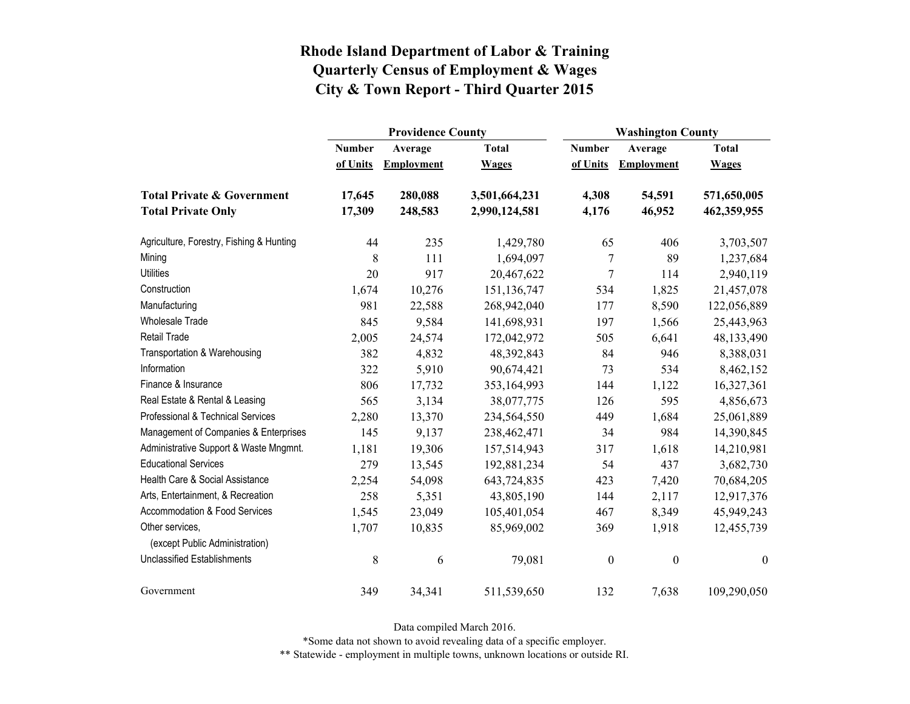# Rhode Island Department of Labor & Training
# Quarterly Census of Employment & Wages
# City & Town Report - Third Quarter 2015

| | Providence County | | | Washington County | | |
|---|---|---|---|---|---|---|
| | Number of Units | Average Employment | Total Wages | Number of Units | Average Employment | Total Wages |
| **Total Private & Government** | **17,645** | **280,088** | **3,501,664,231** | **4,308** | **54,591** | **571,650,005** |
| **Total Private Only** | **17,309** | **248,583** | **2,990,124,581** | **4,176** | **46,952** | **462,359,955** |
| Agriculture, Forestry, Fishing & Hunting | 44 | 235 | 1,429,780 | 65 | 406 | 3,703,507 |
| Mining | 8 | 111 | 1,694,097 | 7 | 89 | 1,237,684 |
| Utilities | 20 | 917 | 20,467,622 | 7 | 114 | 2,940,119 |
| Construction | 1,674 | 10,276 | 151,136,747 | 534 | 1,825 | 21,457,078 |
| Manufacturing | 981 | 22,588 | 268,942,040 | 177 | 8,590 | 122,056,889 |
| Wholesale Trade | 845 | 9,584 | 141,698,931 | 197 | 1,566 | 25,443,963 |
| Retail Trade | 2,005 | 24,574 | 172,042,972 | 505 | 6,641 | 48,133,490 |
| Transportation & Warehousing | 382 | 4,832 | 48,392,843 | 84 | 946 | 8,388,031 |
| Information | 322 | 5,910 | 90,674,421 | 73 | 534 | 8,462,152 |
| Finance & Insurance | 806 | 17,732 | 353,164,993 | 144 | 1,122 | 16,327,361 |
| Real Estate & Rental & Leasing | 565 | 3,134 | 38,077,775 | 126 | 595 | 4,856,673 |
| Professional & Technical Services | 2,280 | 13,370 | 234,564,550 | 449 | 1,684 | 25,061,889 |
| Management of Companies & Enterprises | 145 | 9,137 | 238,462,471 | 34 | 984 | 14,390,845 |
| Administrative Support & Waste Mngmnt. | 1,181 | 19,306 | 157,514,943 | 317 | 1,618 | 14,210,981 |
| Educational Services | 279 | 13,545 | 192,881,234 | 54 | 437 | 3,682,730 |
| Health Care & Social Assistance | 2,254 | 54,098 | 643,724,835 | 423 | 7,420 | 70,684,205 |
| Arts, Entertainment, & Recreation | 258 | 5,351 | 43,805,190 | 144 | 2,117 | 12,917,376 |
| Accommodation & Food Services | 1,545 | 23,049 | 105,401,054 | 467 | 8,349 | 45,949,243 |
| Other services, (except Public Administration) | 1,707 | 10,835 | 85,969,002 | 369 | 1,918 | 12,455,739 |
| Unclassified Establishments | 8 | 6 | 79,081 | 0 | 0 | 0 |
| Government | 349 | 34,341 | 511,539,650 | 132 | 7,638 | 109,290,050 |

Data compiled March 2016.

*Some data not shown to avoid revealing data of a specific employer.

** Statewide - employment in multiple towns, unknown locations or outside RI.